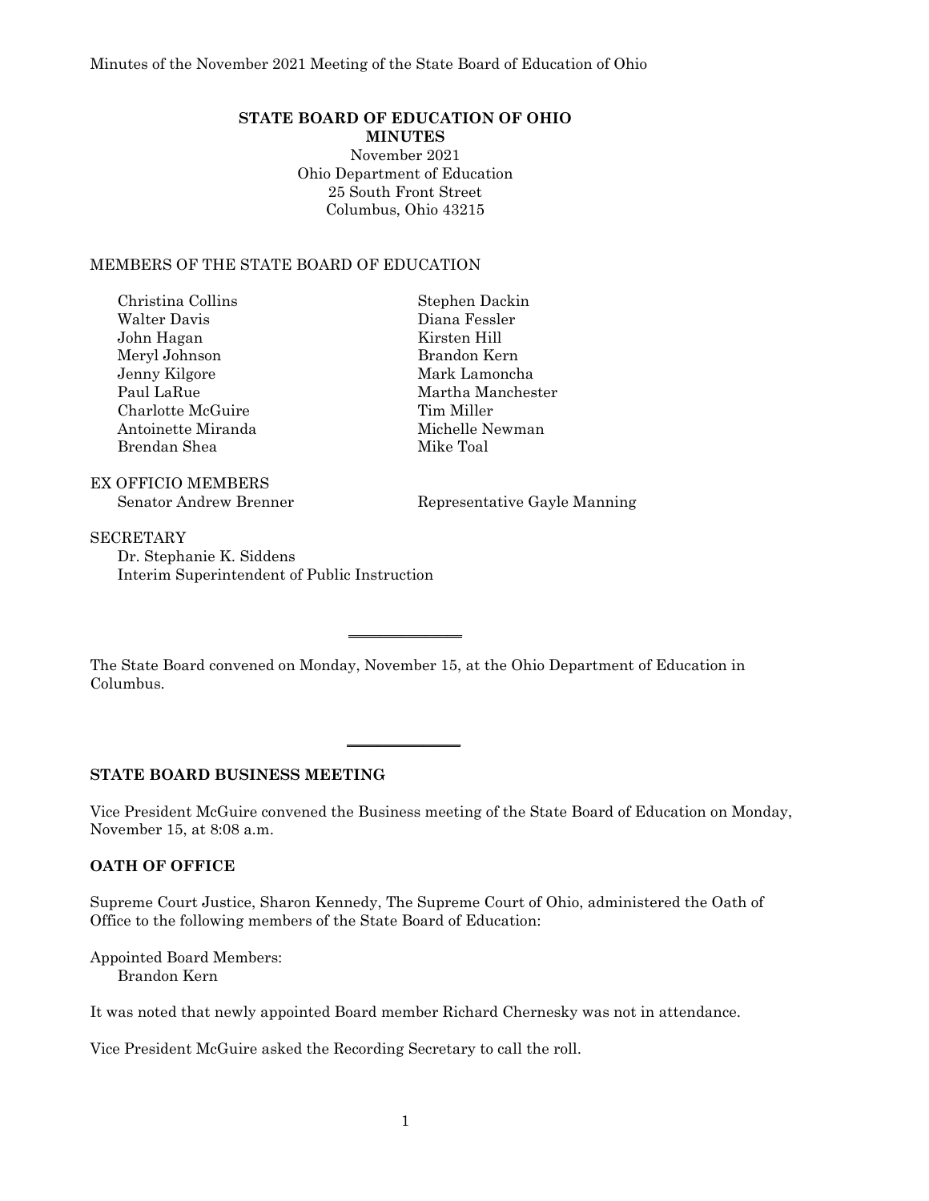**STATE BOARD OF EDUCATION OF OHIO**
**MINUTES**
November 2021
Ohio Department of Education
25 South Front Street
Columbus, Ohio 43215

MEMBERS OF THE STATE BOARD OF EDUCATION

| | |
|---|---|
| Christina Collins | Stephen Dackin |
| Walter Davis | Diana Fessler |
| John Hagan | Kirsten Hill |
| Meryl Johnson | Brandon Kern |
| Jenny Kilgore | Mark Lamoncha |
| Paul LaRue | Martha Manchester |
| Charlotte McGuire | Tim Miller |
| Antoinette Miranda | Michelle Newman |
| Brendan Shea | Mike Toal |

EX OFFICIO MEMBERS
Senator Andrew Brenner
Representative Gayle Manning

SECRETARY
Dr. Stephanie K. Siddens
Interim Superintendent of Public Instruction

---

The State Board convened on Monday, November 15, at the Ohio Department of Education in Columbus.

---

## STATE BOARD BUSINESS MEETING

Vice President McGuire convened the Business meeting of the State Board of Education on Monday, November 15, at 8:08 a.m.

## OATH OF OFFICE

Supreme Court Justice, Sharon Kennedy, The Supreme Court of Ohio, administered the Oath of Office to the following members of the State Board of Education:

Appointed Board Members:
Brandon Kern

It was noted that newly appointed Board member Richard Chernesky was not in attendance.

Vice President McGuire asked the Recording Secretary to call the roll.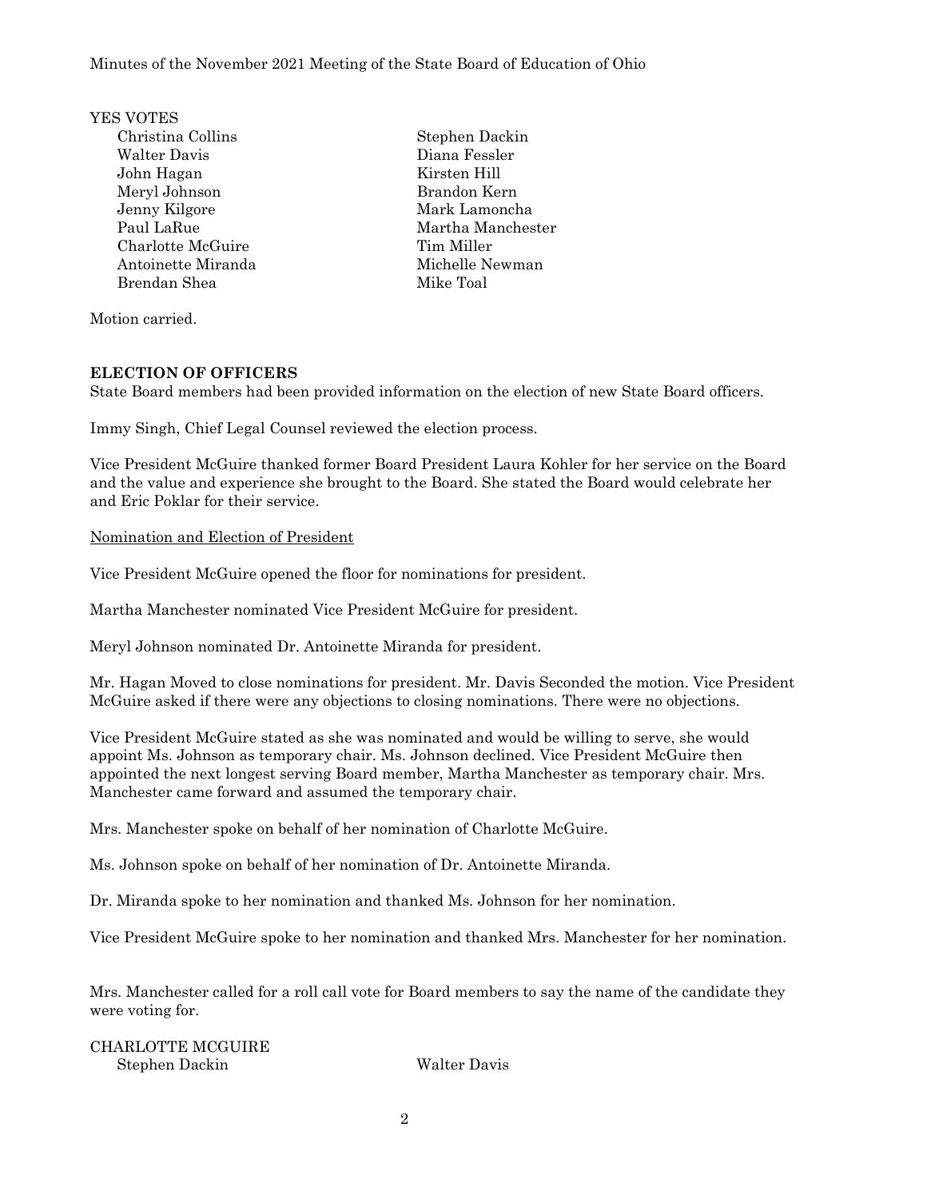YES VOTES

| | |
|---|---|
| Christina Collins | Stephen Dackin |
| Walter Davis | Diana Fessler |
| John Hagan | Kirsten Hill |
| Meryl Johnson | Brandon Kern |
| Jenny Kilgore | Mark Lamoncha |
| Paul LaRue | Martha Manchester |
| Charlotte McGuire | Tim Miller |
| Antoinette Miranda | Michelle Newman |
| Brendan Shea | Mike Toal |

Motion carried.

**ELECTION OF OFFICERS**

State Board members had been provided information on the election of new State Board officers.

Immy Singh, Chief Legal Counsel reviewed the election process.

Vice President McGuire thanked former Board President Laura Kohler for her service on the Board and the value and experience she brought to the Board. She stated the Board would celebrate her and Eric Poklar for their service.

Nomination and Election of President

Vice President McGuire opened the floor for nominations for president.

Martha Manchester nominated Vice President McGuire for president.

Meryl Johnson nominated Dr. Antoinette Miranda for president.

Mr. Hagan Moved to close nominations for president. Mr. Davis Seconded the motion. Vice President McGuire asked if there were any objections to closing nominations. There were no objections.

Vice President McGuire stated as she was nominated and would be willing to serve, she would appoint Ms. Johnson as temporary chair. Ms. Johnson declined. Vice President McGuire then appointed the next longest serving Board member, Martha Manchester as temporary chair. Mrs. Manchester came forward and assumed the temporary chair.

Mrs. Manchester spoke on behalf of her nomination of Charlotte McGuire.

Ms. Johnson spoke on behalf of her nomination of Dr. Antoinette Miranda.

Dr. Miranda spoke to her nomination and thanked Ms. Johnson for her nomination.

Vice President McGuire spoke to her nomination and thanked Mrs. Manchester for her nomination.

Mrs. Manchester called for a roll call vote for Board members to say the name of the candidate they were voting for.

CHARLOTTE MCGUIRE

| | |
|---|---|
| Stephen Dackin | Walter Davis |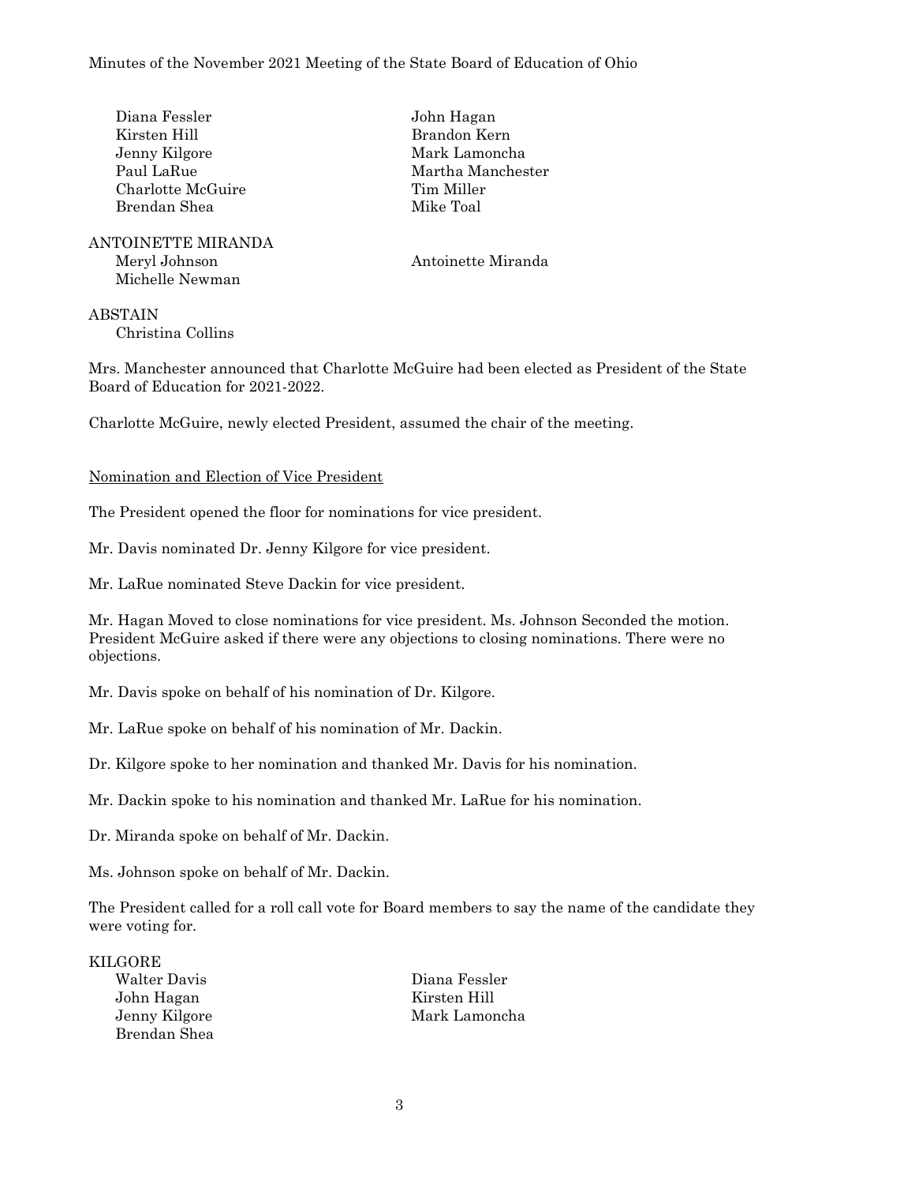Diana Fessler
John Hagan
Kirsten Hill
Brandon Kern
Jenny Kilgore
Mark Lamoncha
Paul LaRue
Martha Manchester
Charlotte McGuire
Tim Miller
Brendan Shea
Mike Toal

ANTOINETTE MIRANDA
Meryl Johnson
Antoinette Miranda
Michelle Newman

ABSTAIN
Christina Collins

Mrs. Manchester announced that Charlotte McGuire had been elected as President of the State Board of Education for 2021-2022.

Charlotte McGuire, newly elected President, assumed the chair of the meeting.

<u>Nomination and Election of Vice President</u>

The President opened the floor for nominations for vice president.

Mr. Davis nominated Dr. Jenny Kilgore for vice president.

Mr. LaRue nominated Steve Dackin for vice president.

Mr. Hagan Moved to close nominations for vice president. Ms. Johnson Seconded the motion. President McGuire asked if there were any objections to closing nominations. There were no objections.

Mr. Davis spoke on behalf of his nomination of Dr. Kilgore.

Mr. LaRue spoke on behalf of his nomination of Mr. Dackin.

Dr. Kilgore spoke to her nomination and thanked Mr. Davis for his nomination.

Mr. Dackin spoke to his nomination and thanked Mr. LaRue for his nomination.

Dr. Miranda spoke on behalf of Mr. Dackin.

Ms. Johnson spoke on behalf of Mr. Dackin.

The President called for a roll call vote for Board members to say the name of the candidate they were voting for.

KILGORE
Walter Davis
Diana Fessler
John Hagan
Kirsten Hill
Jenny Kilgore
Mark Lamoncha
Brendan Shea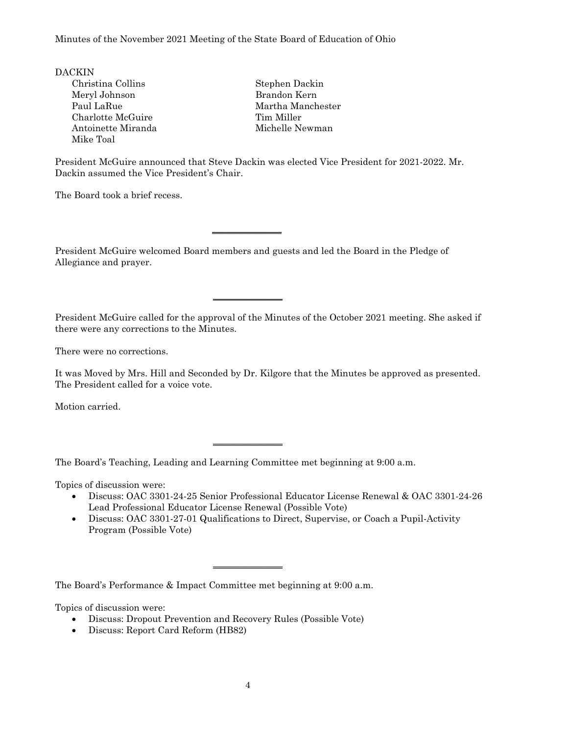DACKIN

| | |
|---|---|
| Christina Collins | Stephen Dackin |
| Meryl Johnson | Brandon Kern |
| Paul LaRue | Martha Manchester |
| Charlotte McGuire | Tim Miller |
| Antoinette Miranda | Michelle Newman |
| Mike Toal | |

President McGuire announced that Steve Dackin was elected Vice President for 2021-2022. Mr. Dackin assumed the Vice President's Chair.

The Board took a brief recess.

---

President McGuire welcomed Board members and guests and led the Board in the Pledge of Allegiance and prayer.

---

President McGuire called for the approval of the Minutes of the October 2021 meeting. She asked if there were any corrections to the Minutes.

There were no corrections.

It was Moved by Mrs. Hill and Seconded by Dr. Kilgore that the Minutes be approved as presented. The President called for a voice vote.

Motion carried.

---

The Board's Teaching, Leading and Learning Committee met beginning at 9:00 a.m.

Topics of discussion were:

- Discuss: OAC 3301-24-25 Senior Professional Educator License Renewal & OAC 3301-24-26 Lead Professional Educator License Renewal (Possible Vote)
- Discuss: OAC 3301-27-01 Qualifications to Direct, Supervise, or Coach a Pupil-Activity Program (Possible Vote)

---

The Board's Performance & Impact Committee met beginning at 9:00 a.m.

Topics of discussion were:

- Discuss: Dropout Prevention and Recovery Rules (Possible Vote)
- Discuss: Report Card Reform (HB82)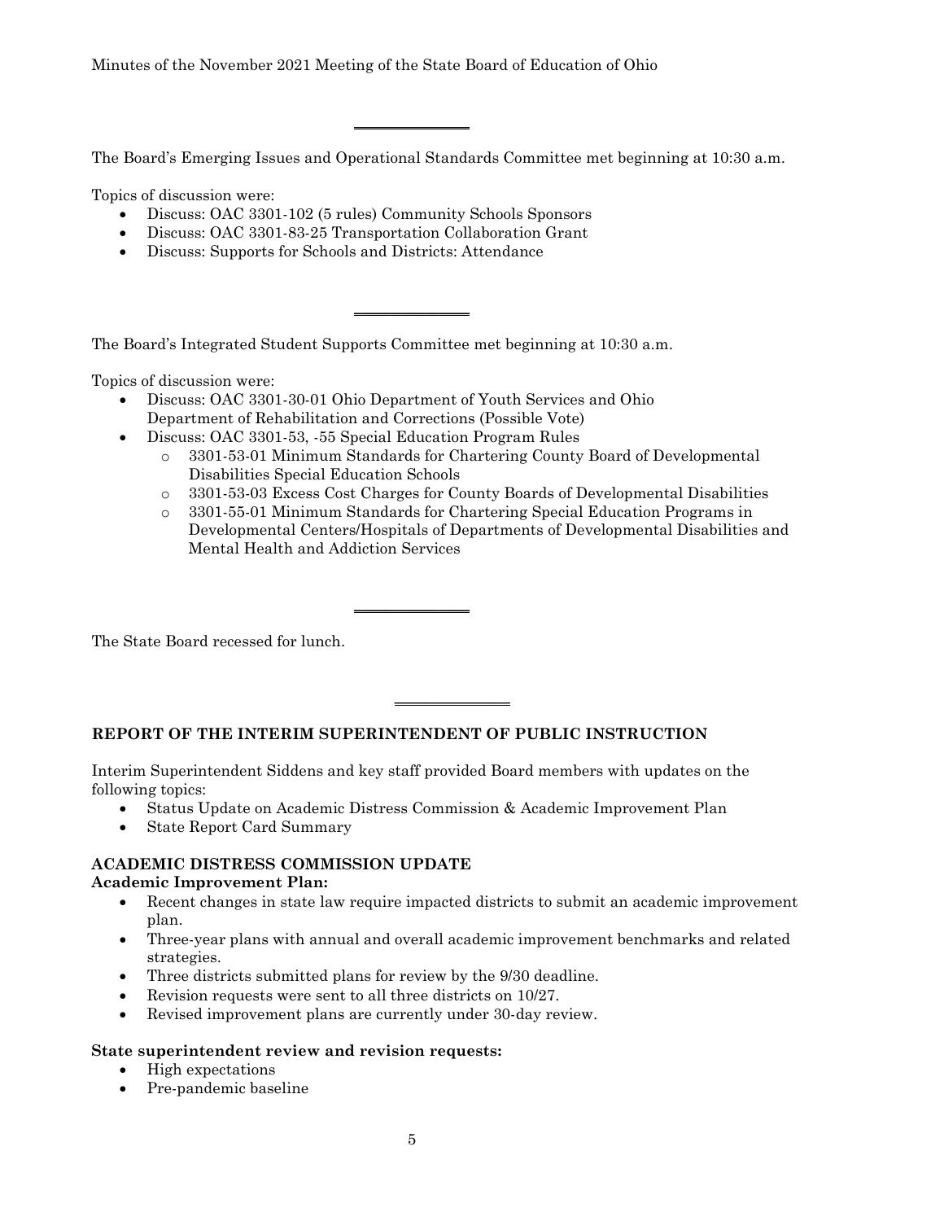The Board's Emerging Issues and Operational Standards Committee met beginning at 10:30 a.m.

Topics of discussion were:

- Discuss: OAC 3301-102 (5 rules) Community Schools Sponsors
- Discuss: OAC 3301-83-25 Transportation Collaboration Grant
- Discuss: Supports for Schools and Districts: Attendance

---

The Board's Integrated Student Supports Committee met beginning at 10:30 a.m.

Topics of discussion were:

- Discuss: OAC 3301-30-01 Ohio Department of Youth Services and Ohio Department of Rehabilitation and Corrections (Possible Vote)
- Discuss: OAC 3301-53, -55 Special Education Program Rules
  - 3301-53-01 Minimum Standards for Chartering County Board of Developmental Disabilities Special Education Schools
  - 3301-53-03 Excess Cost Charges for County Boards of Developmental Disabilities
  - 3301-55-01 Minimum Standards for Chartering Special Education Programs in Developmental Centers/Hospitals of Departments of Developmental Disabilities and Mental Health and Addiction Services

---

The State Board recessed for lunch.

---

## REPORT OF THE INTERIM SUPERINTENDENT OF PUBLIC INSTRUCTION

Interim Superintendent Siddens and key staff provided Board members with updates on the following topics:

- Status Update on Academic Distress Commission & Academic Improvement Plan
- State Report Card Summary

### ACADEMIC DISTRESS COMMISSION UPDATE

**Academic Improvement Plan:**

- Recent changes in state law require impacted districts to submit an academic improvement plan.
- Three-year plans with annual and overall academic improvement benchmarks and related strategies.
- Three districts submitted plans for review by the 9/30 deadline.
- Revision requests were sent to all three districts on 10/27.
- Revised improvement plans are currently under 30-day review.

**State superintendent review and revision requests:**

- High expectations
- Pre-pandemic baseline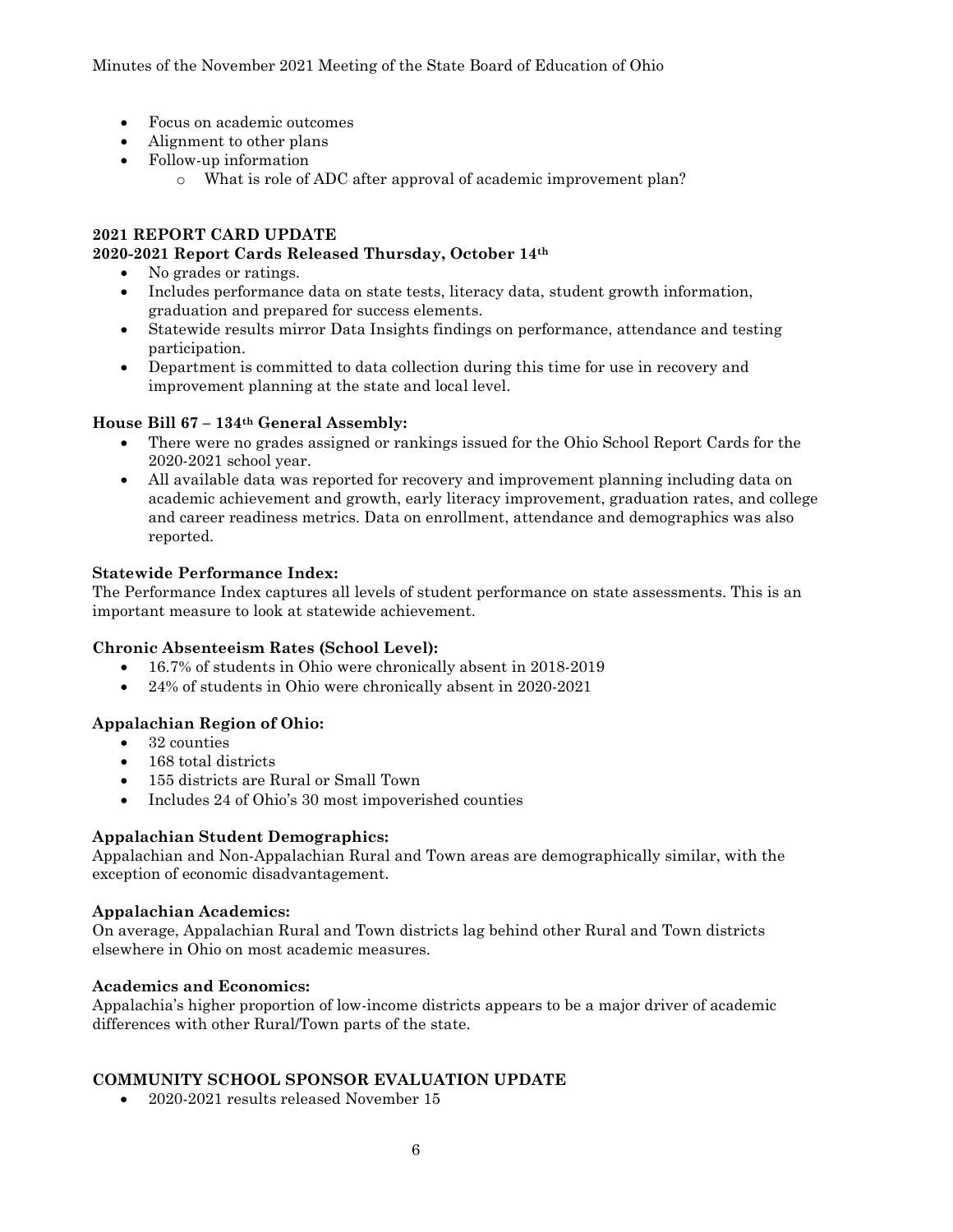- Focus on academic outcomes
- Alignment to other plans
- Follow-up information
    - What is role of ADC after approval of academic improvement plan?

## 2021 REPORT CARD UPDATE

**2020-2021 Report Cards Released Thursday, October 14th**

- No grades or ratings.
- Includes performance data on state tests, literacy data, student growth information, graduation and prepared for success elements.
- Statewide results mirror Data Insights findings on performance, attendance and testing participation.
- Department is committed to data collection during this time for use in recovery and improvement planning at the state and local level.

**House Bill 67 – 134th General Assembly:**

- There were no grades assigned or rankings issued for the Ohio School Report Cards for the 2020-2021 school year.
- All available data was reported for recovery and improvement planning including data on academic achievement and growth, early literacy improvement, graduation rates, and college and career readiness metrics. Data on enrollment, attendance and demographics was also reported.

**Statewide Performance Index:**

The Performance Index captures all levels of student performance on state assessments. This is an important measure to look at statewide achievement.

**Chronic Absenteeism Rates (School Level):**

- 16.7% of students in Ohio were chronically absent in 2018-2019
- 24% of students in Ohio were chronically absent in 2020-2021

**Appalachian Region of Ohio:**

- 32 counties
- 168 total districts
- 155 districts are Rural or Small Town
- Includes 24 of Ohio's 30 most impoverished counties

**Appalachian Student Demographics:**

Appalachian and Non-Appalachian Rural and Town areas are demographically similar, with the exception of economic disadvantagement.

**Appalachian Academics:**

On average, Appalachian Rural and Town districts lag behind other Rural and Town districts elsewhere in Ohio on most academic measures.

**Academics and Economics:**

Appalachia's higher proportion of low-income districts appears to be a major driver of academic differences with other Rural/Town parts of the state.

## COMMUNITY SCHOOL SPONSOR EVALUATION UPDATE

- 2020-2021 results released November 15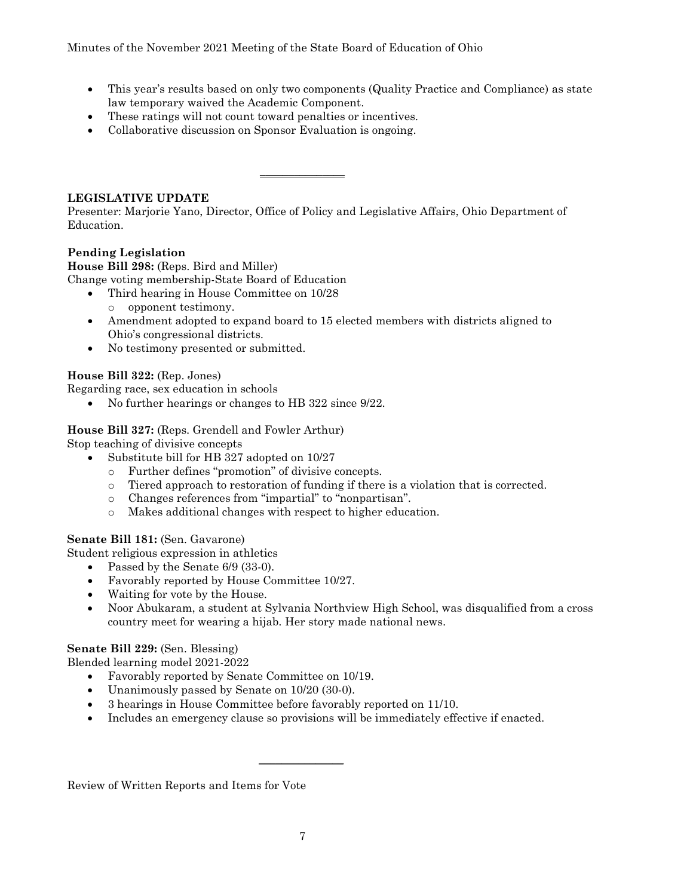- This year's results based on only two components (Quality Practice and Compliance) as state law temporary waived the Academic Component.
- These ratings will not count toward penalties or incentives.
- Collaborative discussion on Sponsor Evaluation is ongoing.

---

**LEGISLATIVE UPDATE**

Presenter: Marjorie Yano, Director, Office of Policy and Legislative Affairs, Ohio Department of Education.

**Pending Legislation**

**House Bill 298:** (Reps. Bird and Miller)

Change voting membership-State Board of Education

- Third hearing in House Committee on 10/28
  - opponent testimony.
- Amendment adopted to expand board to 15 elected members with districts aligned to Ohio's congressional districts.
- No testimony presented or submitted.

**House Bill 322:** (Rep. Jones)

Regarding race, sex education in schools

- No further hearings or changes to HB 322 since 9/22.

**House Bill 327:** (Reps. Grendell and Fowler Arthur)

Stop teaching of divisive concepts

- Substitute bill for HB 327 adopted on 10/27
  - Further defines "promotion" of divisive concepts.
  - Tiered approach to restoration of funding if there is a violation that is corrected.
  - Changes references from "impartial" to "nonpartisan".
  - Makes additional changes with respect to higher education.

**Senate Bill 181:** (Sen. Gavarone)

Student religious expression in athletics

- Passed by the Senate 6/9 (33-0).
- Favorably reported by House Committee 10/27.
- Waiting for vote by the House.
- Noor Abukaram, a student at Sylvania Northview High School, was disqualified from a cross country meet for wearing a hijab. Her story made national news.

**Senate Bill 229:** (Sen. Blessing)

Blended learning model 2021-2022

- Favorably reported by Senate Committee on 10/19.
- Unanimously passed by Senate on 10/20 (30-0).
- 3 hearings in House Committee before favorably reported on 11/10.
- Includes an emergency clause so provisions will be immediately effective if enacted.

---

Review of Written Reports and Items for Vote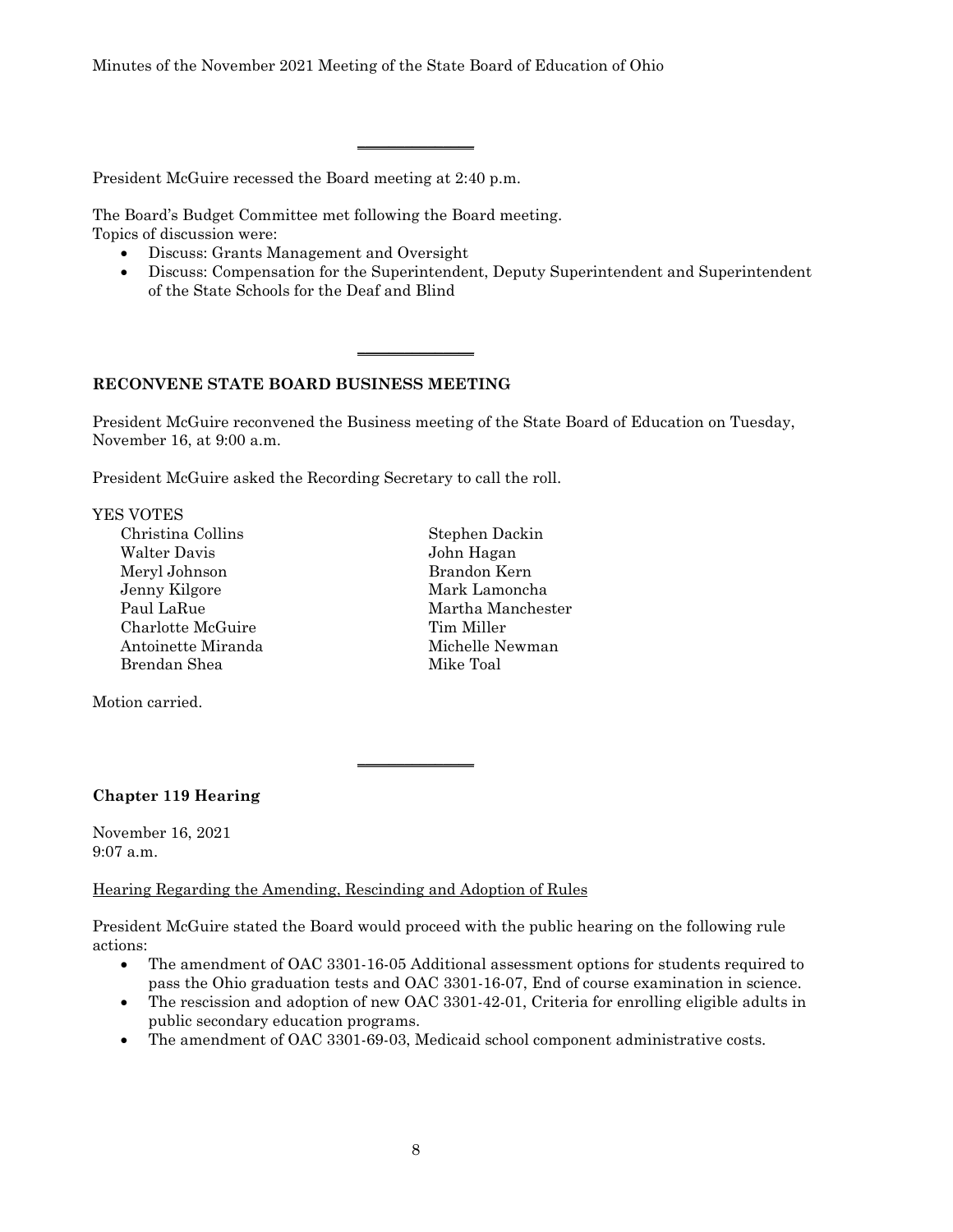President McGuire recessed the Board meeting at 2:40 p.m.

The Board's Budget Committee met following the Board meeting.
Topics of discussion were:

- Discuss: Grants Management and Oversight
- Discuss: Compensation for the Superintendent, Deputy Superintendent and Superintendent of the State Schools for the Deaf and Blind

---

**RECONVENE STATE BOARD BUSINESS MEETING**

President McGuire reconvened the Business meeting of the State Board of Education on Tuesday, November 16, at 9:00 a.m.

President McGuire asked the Recording Secretary to call the roll.

YES VOTES

| | |
|---|---|
| Christina Collins | Stephen Dackin |
| Walter Davis | John Hagan |
| Meryl Johnson | Brandon Kern |
| Jenny Kilgore | Mark Lamoncha |
| Paul LaRue | Martha Manchester |
| Charlotte McGuire | Tim Miller |
| Antoinette Miranda | Michelle Newman |
| Brendan Shea | Mike Toal |

Motion carried.

---

**Chapter 119 Hearing**

November 16, 2021
9:07 a.m.

Hearing Regarding the Amending, Rescinding and Adoption of Rules

President McGuire stated the Board would proceed with the public hearing on the following rule actions:

- The amendment of OAC 3301-16-05 Additional assessment options for students required to pass the Ohio graduation tests and OAC 3301-16-07, End of course examination in science.
- The rescission and adoption of new OAC 3301-42-01, Criteria for enrolling eligible adults in public secondary education programs.
- The amendment of OAC 3301-69-03, Medicaid school component administrative costs.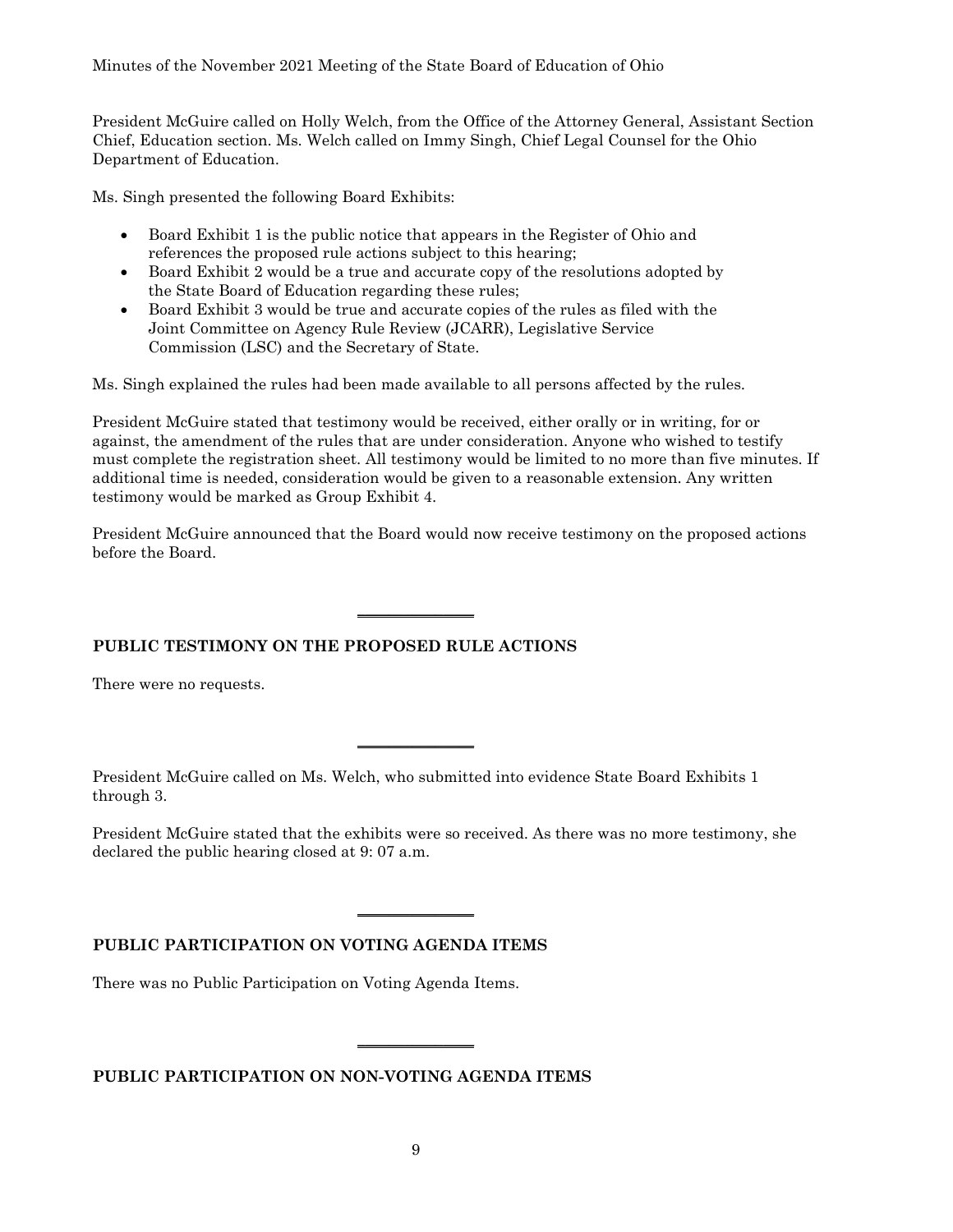President McGuire called on Holly Welch, from the Office of the Attorney General, Assistant Section Chief, Education section. Ms. Welch called on Immy Singh, Chief Legal Counsel for the Ohio Department of Education.

Ms. Singh presented the following Board Exhibits:

- Board Exhibit 1 is the public notice that appears in the Register of Ohio and references the proposed rule actions subject to this hearing;
- Board Exhibit 2 would be a true and accurate copy of the resolutions adopted by the State Board of Education regarding these rules;
- Board Exhibit 3 would be true and accurate copies of the rules as filed with the Joint Committee on Agency Rule Review (JCARR), Legislative Service Commission (LSC) and the Secretary of State.

Ms. Singh explained the rules had been made available to all persons affected by the rules.

President McGuire stated that testimony would be received, either orally or in writing, for or against, the amendment of the rules that are under consideration. Anyone who wished to testify must complete the registration sheet. All testimony would be limited to no more than five minutes. If additional time is needed, consideration would be given to a reasonable extension. Any written testimony would be marked as Group Exhibit 4.

President McGuire announced that the Board would now receive testimony on the proposed actions before the Board.

---

## PUBLIC TESTIMONY ON THE PROPOSED RULE ACTIONS

There were no requests.

---

President McGuire called on Ms. Welch, who submitted into evidence State Board Exhibits 1 through 3.

President McGuire stated that the exhibits were so received. As there was no more testimony, she declared the public hearing closed at 9: 07 a.m.

---

## PUBLIC PARTICIPATION ON VOTING AGENDA ITEMS

There was no Public Participation on Voting Agenda Items.

---

## PUBLIC PARTICIPATION ON NON-VOTING AGENDA ITEMS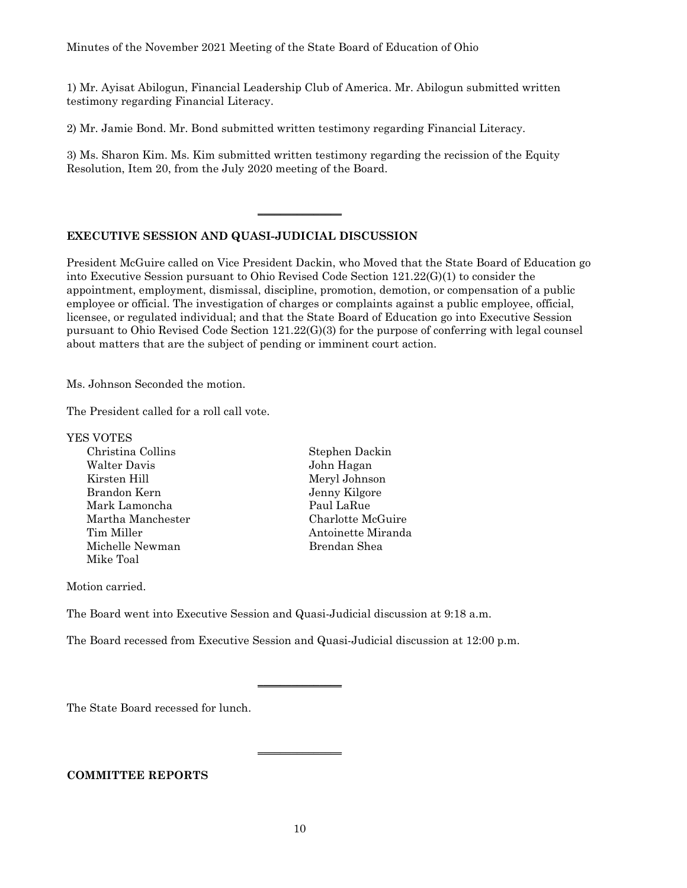1) Mr. Ayisat Abilogun, Financial Leadership Club of America. Mr. Abilogun submitted written testimony regarding Financial Literacy.

2) Mr. Jamie Bond. Mr. Bond submitted written testimony regarding Financial Literacy.

3) Ms. Sharon Kim. Ms. Kim submitted written testimony regarding the recission of the Equity Resolution, Item 20, from the July 2020 meeting of the Board.

---

**EXECUTIVE SESSION AND QUASI-JUDICIAL DISCUSSION**

President McGuire called on Vice President Dackin, who Moved that the State Board of Education go into Executive Session pursuant to Ohio Revised Code Section 121.22(G)(1) to consider the appointment, employment, dismissal, discipline, promotion, demotion, or compensation of a public employee or official. The investigation of charges or complaints against a public employee, official, licensee, or regulated individual; and that the State Board of Education go into Executive Session pursuant to Ohio Revised Code Section 121.22(G)(3) for the purpose of conferring with legal counsel about matters that are the subject of pending or imminent court action.

Ms. Johnson Seconded the motion.

The President called for a roll call vote.

YES VOTES

| | |
|---|---|
| Christina Collins | Stephen Dackin |
| Walter Davis | John Hagan |
| Kirsten Hill | Meryl Johnson |
| Brandon Kern | Jenny Kilgore |
| Mark Lamoncha | Paul LaRue |
| Martha Manchester | Charlotte McGuire |
| Tim Miller | Antoinette Miranda |
| Michelle Newman | Brendan Shea |
| Mike Toal | |

Motion carried.

The Board went into Executive Session and Quasi-Judicial discussion at 9:18 a.m.

The Board recessed from Executive Session and Quasi-Judicial discussion at 12:00 p.m.

---

The State Board recessed for lunch.

---

**COMMITTEE REPORTS**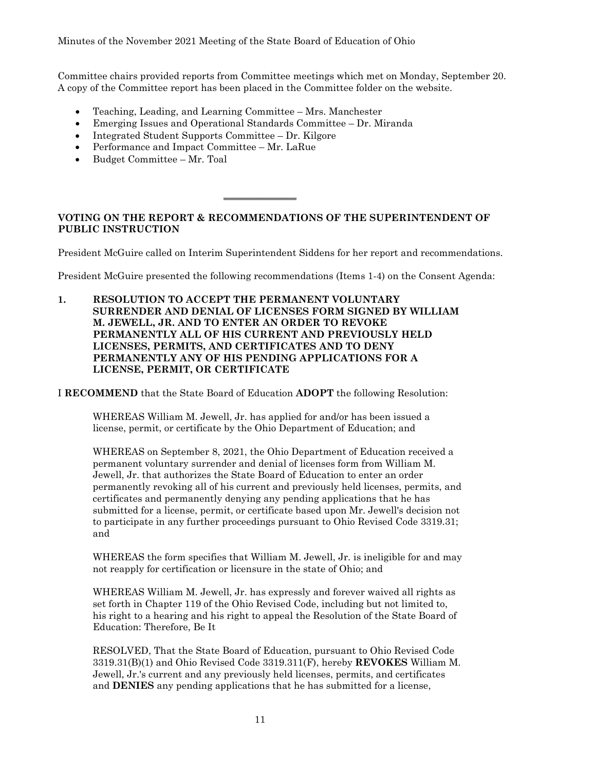Committee chairs provided reports from Committee meetings which met on Monday, September 20. A copy of the Committee report has been placed in the Committee folder on the website.

- Teaching, Leading, and Learning Committee – Mrs. Manchester
- Emerging Issues and Operational Standards Committee – Dr. Miranda
- Integrated Student Supports Committee – Dr. Kilgore
- Performance and Impact Committee – Mr. LaRue
- Budget Committee – Mr. Toal

---

**VOTING ON THE REPORT & RECOMMENDATIONS OF THE SUPERINTENDENT OF PUBLIC INSTRUCTION**

President McGuire called on Interim Superintendent Siddens for her report and recommendations.

President McGuire presented the following recommendations (Items 1-4) on the Consent Agenda:

**1. RESOLUTION TO ACCEPT THE PERMANENT VOLUNTARY SURRENDER AND DENIAL OF LICENSES FORM SIGNED BY WILLIAM M. JEWELL, JR. AND TO ENTER AN ORDER TO REVOKE PERMANENTLY ALL OF HIS CURRENT AND PREVIOUSLY HELD LICENSES, PERMITS, AND CERTIFICATES AND TO DENY PERMANENTLY ANY OF HIS PENDING APPLICATIONS FOR A LICENSE, PERMIT, OR CERTIFICATE**

I **RECOMMEND** that the State Board of Education **ADOPT** the following Resolution:

WHEREAS William M. Jewell, Jr. has applied for and/or has been issued a license, permit, or certificate by the Ohio Department of Education; and

WHEREAS on September 8, 2021, the Ohio Department of Education received a permanent voluntary surrender and denial of licenses form from William M. Jewell, Jr. that authorizes the State Board of Education to enter an order permanently revoking all of his current and previously held licenses, permits, and certificates and permanently denying any pending applications that he has submitted for a license, permit, or certificate based upon Mr. Jewell's decision not to participate in any further proceedings pursuant to Ohio Revised Code 3319.31; and

WHEREAS the form specifies that William M. Jewell, Jr. is ineligible for and may not reapply for certification or licensure in the state of Ohio; and

WHEREAS William M. Jewell, Jr. has expressly and forever waived all rights as set forth in Chapter 119 of the Ohio Revised Code, including but not limited to, his right to a hearing and his right to appeal the Resolution of the State Board of Education: Therefore, Be It

RESOLVED, That the State Board of Education, pursuant to Ohio Revised Code 3319.31(B)(1) and Ohio Revised Code 3319.311(F), hereby **REVOKES** William M. Jewell, Jr.'s current and any previously held licenses, permits, and certificates and **DENIES** any pending applications that he has submitted for a license,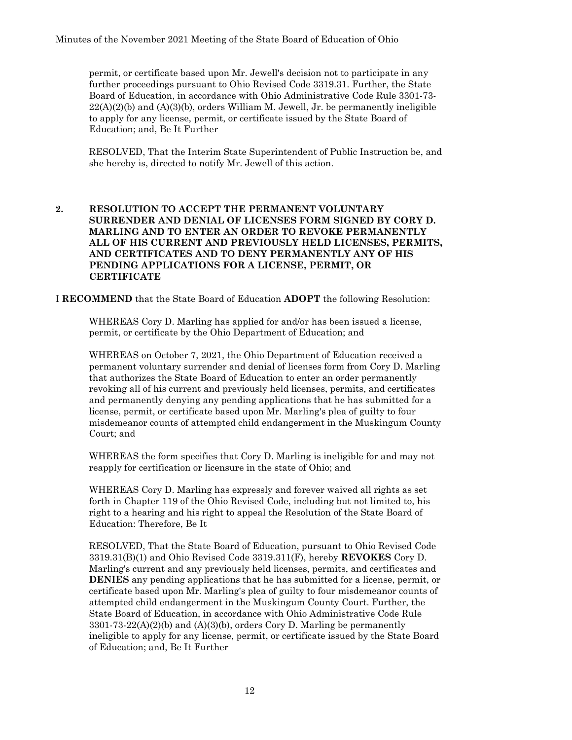permit, or certificate based upon Mr. Jewell's decision not to participate in any further proceedings pursuant to Ohio Revised Code 3319.31. Further, the State Board of Education, in accordance with Ohio Administrative Code Rule 3301-73-22(A)(2)(b) and (A)(3)(b), orders William M. Jewell, Jr. be permanently ineligible to apply for any license, permit, or certificate issued by the State Board of Education; and, Be It Further

RESOLVED, That the Interim State Superintendent of Public Instruction be, and she hereby is, directed to notify Mr. Jewell of this action.

**2. RESOLUTION TO ACCEPT THE PERMANENT VOLUNTARY SURRENDER AND DENIAL OF LICENSES FORM SIGNED BY CORY D. MARLING AND TO ENTER AN ORDER TO REVOKE PERMANENTLY ALL OF HIS CURRENT AND PREVIOUSLY HELD LICENSES, PERMITS, AND CERTIFICATES AND TO DENY PERMANENTLY ANY OF HIS PENDING APPLICATIONS FOR A LICENSE, PERMIT, OR CERTIFICATE**

I **RECOMMEND** that the State Board of Education **ADOPT** the following Resolution:

WHEREAS Cory D. Marling has applied for and/or has been issued a license, permit, or certificate by the Ohio Department of Education; and

WHEREAS on October 7, 2021, the Ohio Department of Education received a permanent voluntary surrender and denial of licenses form from Cory D. Marling that authorizes the State Board of Education to enter an order permanently revoking all of his current and previously held licenses, permits, and certificates and permanently denying any pending applications that he has submitted for a license, permit, or certificate based upon Mr. Marling's plea of guilty to four misdemeanor counts of attempted child endangerment in the Muskingum County Court; and

WHEREAS the form specifies that Cory D. Marling is ineligible for and may not reapply for certification or licensure in the state of Ohio; and

WHEREAS Cory D. Marling has expressly and forever waived all rights as set forth in Chapter 119 of the Ohio Revised Code, including but not limited to, his right to a hearing and his right to appeal the Resolution of the State Board of Education: Therefore, Be It

RESOLVED, That the State Board of Education, pursuant to Ohio Revised Code 3319.31(B)(1) and Ohio Revised Code 3319.311(F), hereby **REVOKES** Cory D. Marling's current and any previously held licenses, permits, and certificates and **DENIES** any pending applications that he has submitted for a license, permit, or certificate based upon Mr. Marling's plea of guilty to four misdemeanor counts of attempted child endangerment in the Muskingum County Court. Further, the State Board of Education, in accordance with Ohio Administrative Code Rule 3301-73-22(A)(2)(b) and (A)(3)(b), orders Cory D. Marling be permanently ineligible to apply for any license, permit, or certificate issued by the State Board of Education; and, Be It Further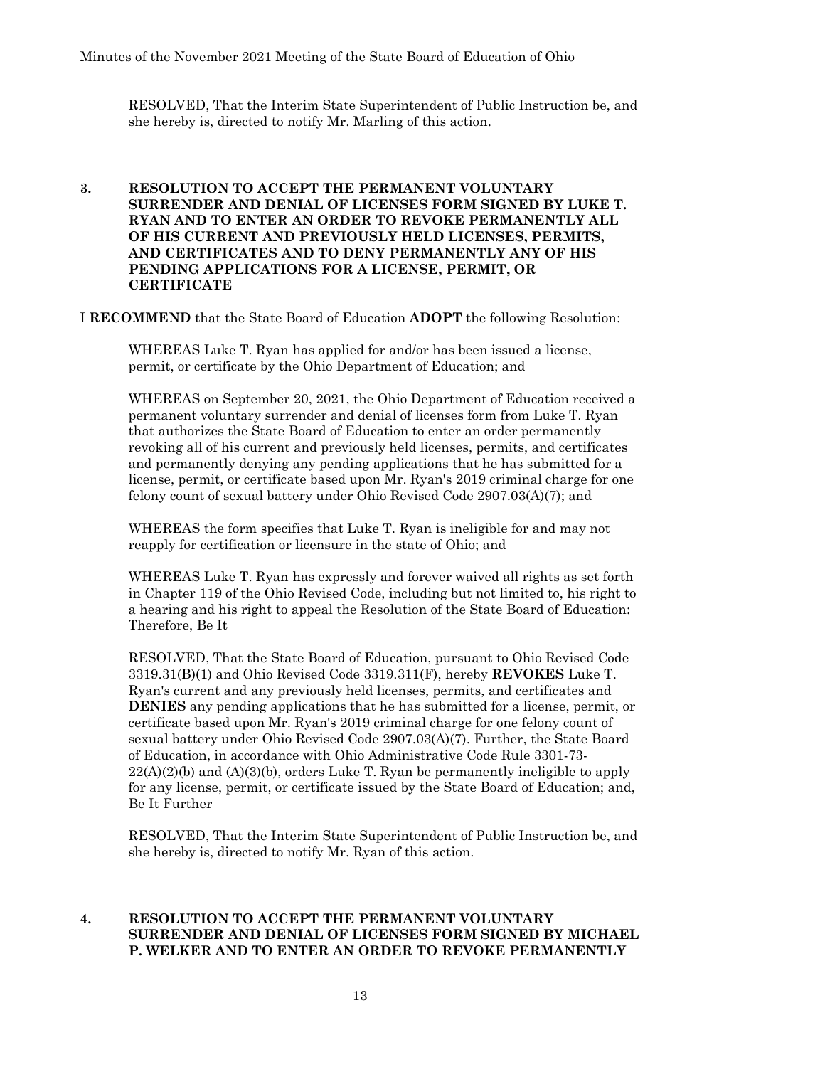RESOLVED, That the Interim State Superintendent of Public Instruction be, and she hereby is, directed to notify Mr. Marling of this action.

**3. RESOLUTION TO ACCEPT THE PERMANENT VOLUNTARY SURRENDER AND DENIAL OF LICENSES FORM SIGNED BY LUKE T. RYAN AND TO ENTER AN ORDER TO REVOKE PERMANENTLY ALL OF HIS CURRENT AND PREVIOUSLY HELD LICENSES, PERMITS, AND CERTIFICATES AND TO DENY PERMANENTLY ANY OF HIS PENDING APPLICATIONS FOR A LICENSE, PERMIT, OR CERTIFICATE**

I **RECOMMEND** that the State Board of Education **ADOPT** the following Resolution:

WHEREAS Luke T. Ryan has applied for and/or has been issued a license, permit, or certificate by the Ohio Department of Education; and

WHEREAS on September 20, 2021, the Ohio Department of Education received a permanent voluntary surrender and denial of licenses form from Luke T. Ryan that authorizes the State Board of Education to enter an order permanently revoking all of his current and previously held licenses, permits, and certificates and permanently denying any pending applications that he has submitted for a license, permit, or certificate based upon Mr. Ryan's 2019 criminal charge for one felony count of sexual battery under Ohio Revised Code 2907.03(A)(7); and

WHEREAS the form specifies that Luke T. Ryan is ineligible for and may not reapply for certification or licensure in the state of Ohio; and

WHEREAS Luke T. Ryan has expressly and forever waived all rights as set forth in Chapter 119 of the Ohio Revised Code, including but not limited to, his right to a hearing and his right to appeal the Resolution of the State Board of Education: Therefore, Be It

RESOLVED, That the State Board of Education, pursuant to Ohio Revised Code 3319.31(B)(1) and Ohio Revised Code 3319.311(F), hereby **REVOKES** Luke T. Ryan's current and any previously held licenses, permits, and certificates and **DENIES** any pending applications that he has submitted for a license, permit, or certificate based upon Mr. Ryan's 2019 criminal charge for one felony count of sexual battery under Ohio Revised Code 2907.03(A)(7). Further, the State Board of Education, in accordance with Ohio Administrative Code Rule 3301-73-22(A)(2)(b) and (A)(3)(b), orders Luke T. Ryan be permanently ineligible to apply for any license, permit, or certificate issued by the State Board of Education; and, Be It Further

RESOLVED, That the Interim State Superintendent of Public Instruction be, and she hereby is, directed to notify Mr. Ryan of this action.

**4. RESOLUTION TO ACCEPT THE PERMANENT VOLUNTARY SURRENDER AND DENIAL OF LICENSES FORM SIGNED BY MICHAEL P. WELKER AND TO ENTER AN ORDER TO REVOKE PERMANENTLY**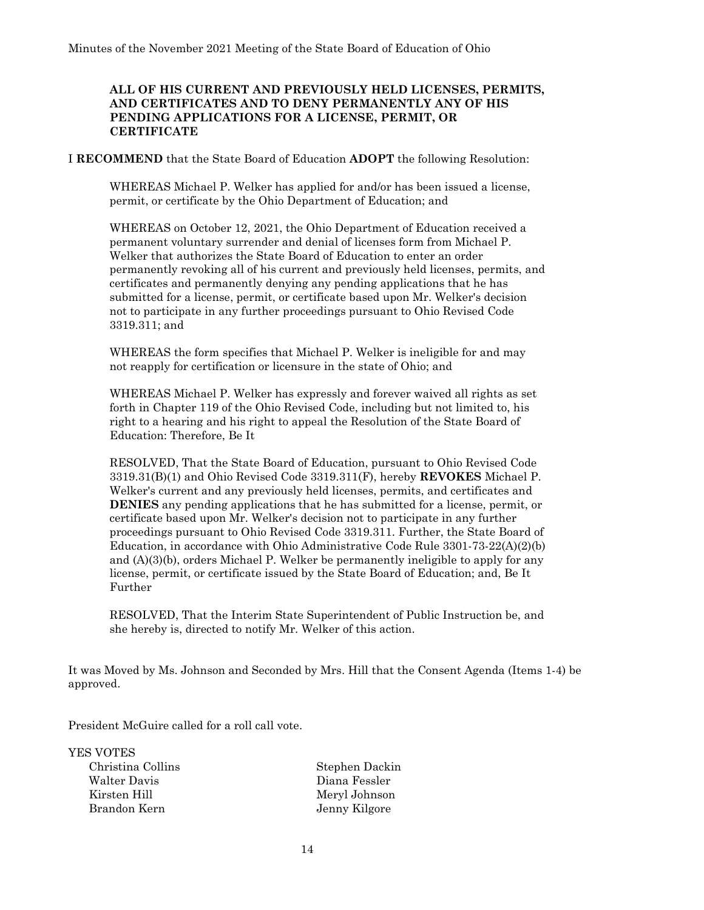**ALL OF HIS CURRENT AND PREVIOUSLY HELD LICENSES, PERMITS, AND CERTIFICATES AND TO DENY PERMANENTLY ANY OF HIS PENDING APPLICATIONS FOR A LICENSE, PERMIT, OR CERTIFICATE**

I **RECOMMEND** that the State Board of Education **ADOPT** the following Resolution:

WHEREAS Michael P. Welker has applied for and/or has been issued a license, permit, or certificate by the Ohio Department of Education; and

WHEREAS on October 12, 2021, the Ohio Department of Education received a permanent voluntary surrender and denial of licenses form from Michael P. Welker that authorizes the State Board of Education to enter an order permanently revoking all of his current and previously held licenses, permits, and certificates and permanently denying any pending applications that he has submitted for a license, permit, or certificate based upon Mr. Welker's decision not to participate in any further proceedings pursuant to Ohio Revised Code 3319.311; and

WHEREAS the form specifies that Michael P. Welker is ineligible for and may not reapply for certification or licensure in the state of Ohio; and

WHEREAS Michael P. Welker has expressly and forever waived all rights as set forth in Chapter 119 of the Ohio Revised Code, including but not limited to, his right to a hearing and his right to appeal the Resolution of the State Board of Education: Therefore, Be It

RESOLVED, That the State Board of Education, pursuant to Ohio Revised Code 3319.31(B)(1) and Ohio Revised Code 3319.311(F), hereby **REVOKES** Michael P. Welker's current and any previously held licenses, permits, and certificates and **DENIES** any pending applications that he has submitted for a license, permit, or certificate based upon Mr. Welker's decision not to participate in any further proceedings pursuant to Ohio Revised Code 3319.311. Further, the State Board of Education, in accordance with Ohio Administrative Code Rule 3301-73-22(A)(2)(b) and (A)(3)(b), orders Michael P. Welker be permanently ineligible to apply for any license, permit, or certificate issued by the State Board of Education; and, Be It Further

RESOLVED, That the Interim State Superintendent of Public Instruction be, and she hereby is, directed to notify Mr. Welker of this action.

It was Moved by Ms. Johnson and Seconded by Mrs. Hill that the Consent Agenda (Items 1-4) be approved.

President McGuire called for a roll call vote.

YES VOTES

Christina Collins
Stephen Dackin
Walter Davis
Diana Fessler
Kirsten Hill
Meryl Johnson
Brandon Kern
Jenny Kilgore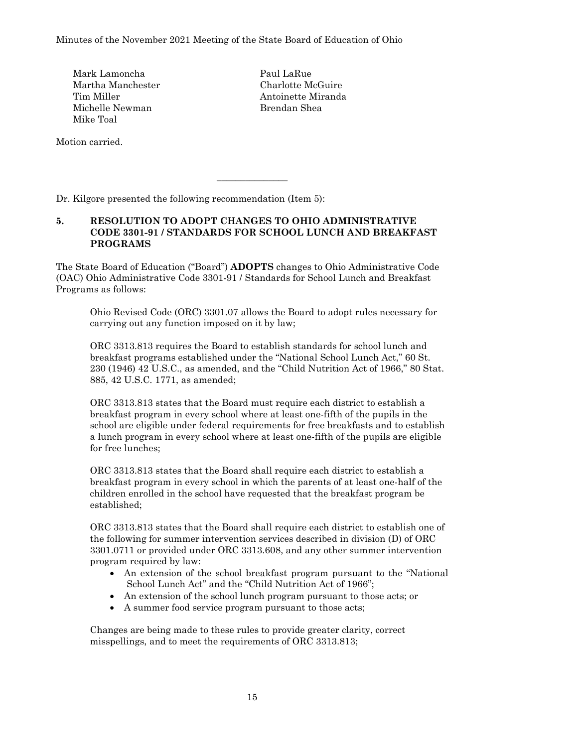Mark Lamoncha
Martha Manchester
Tim Miller
Michelle Newman
Mike Toal
Paul LaRue
Charlotte McGuire
Antoinette Miranda
Brendan Shea

Motion carried.

---

Dr. Kilgore presented the following recommendation (Item 5):

**5. RESOLUTION TO ADOPT CHANGES TO OHIO ADMINISTRATIVE CODE 3301-91 / STANDARDS FOR SCHOOL LUNCH AND BREAKFAST PROGRAMS**

The State Board of Education ("Board") **ADOPTS** changes to Ohio Administrative Code (OAC) Ohio Administrative Code 3301-91 / Standards for School Lunch and Breakfast Programs as follows:

Ohio Revised Code (ORC) 3301.07 allows the Board to adopt rules necessary for carrying out any function imposed on it by law;

ORC 3313.813 requires the Board to establish standards for school lunch and breakfast programs established under the "National School Lunch Act," 60 St. 230 (1946) 42 U.S.C., as amended, and the "Child Nutrition Act of 1966," 80 Stat. 885, 42 U.S.C. 1771, as amended;

ORC 3313.813 states that the Board must require each district to establish a breakfast program in every school where at least one-fifth of the pupils in the school are eligible under federal requirements for free breakfasts and to establish a lunch program in every school where at least one-fifth of the pupils are eligible for free lunches;

ORC 3313.813 states that the Board shall require each district to establish a breakfast program in every school in which the parents of at least one-half of the children enrolled in the school have requested that the breakfast program be established;

ORC 3313.813 states that the Board shall require each district to establish one of the following for summer intervention services described in division (D) of ORC 3301.0711 or provided under ORC 3313.608, and any other summer intervention program required by law:

- An extension of the school breakfast program pursuant to the "National School Lunch Act" and the "Child Nutrition Act of 1966";
- An extension of the school lunch program pursuant to those acts; or
- A summer food service program pursuant to those acts;

Changes are being made to these rules to provide greater clarity, correct misspellings, and to meet the requirements of ORC 3313.813;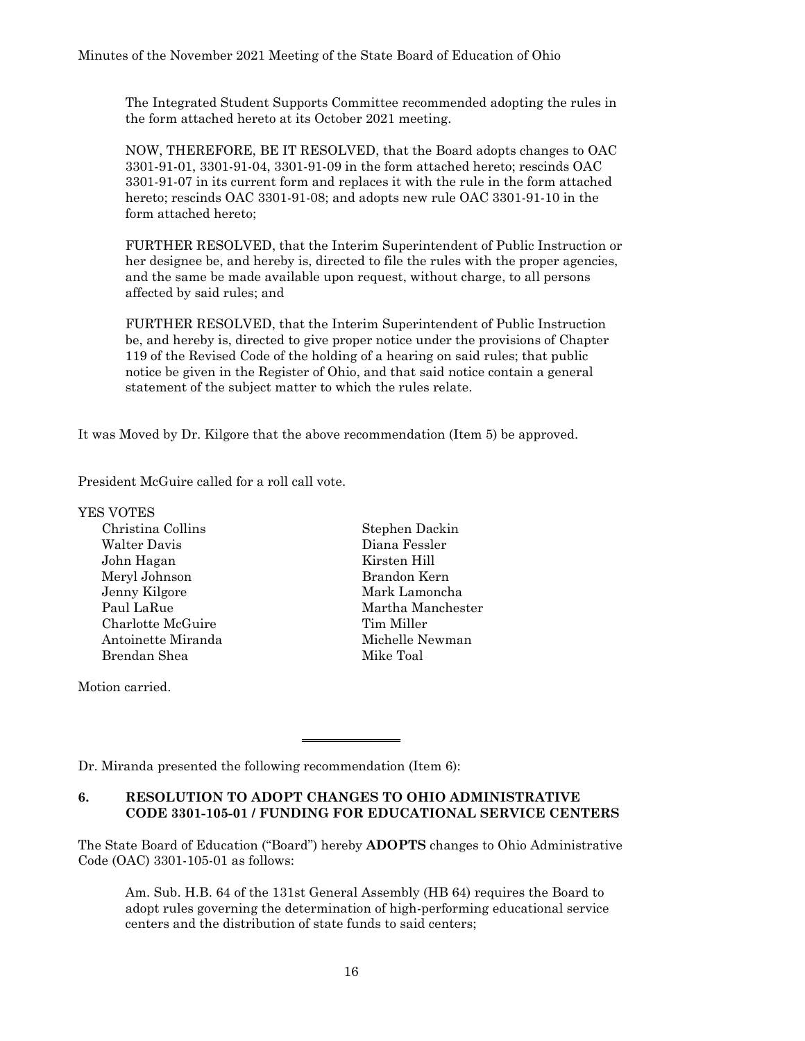The Integrated Student Supports Committee recommended adopting the rules in the form attached hereto at its October 2021 meeting.

NOW, THEREFORE, BE IT RESOLVED, that the Board adopts changes to OAC 3301-91-01, 3301-91-04, 3301-91-09 in the form attached hereto; rescinds OAC 3301-91-07 in its current form and replaces it with the rule in the form attached hereto; rescinds OAC 3301-91-08; and adopts new rule OAC 3301-91-10 in the form attached hereto;

FURTHER RESOLVED, that the Interim Superintendent of Public Instruction or her designee be, and hereby is, directed to file the rules with the proper agencies, and the same be made available upon request, without charge, to all persons affected by said rules; and

FURTHER RESOLVED, that the Interim Superintendent of Public Instruction be, and hereby is, directed to give proper notice under the provisions of Chapter 119 of the Revised Code of the holding of a hearing on said rules; that public notice be given in the Register of Ohio, and that said notice contain a general statement of the subject matter to which the rules relate.

It was Moved by Dr. Kilgore that the above recommendation (Item 5) be approved.

President McGuire called for a roll call vote.

YES VOTES

Christina Collins
Stephen Dackin
Walter Davis
Diana Fessler
John Hagan
Kirsten Hill
Meryl Johnson
Brandon Kern
Jenny Kilgore
Mark Lamoncha
Paul LaRue
Martha Manchester
Charlotte McGuire
Tim Miller
Antoinette Miranda
Michelle Newman
Brendan Shea
Mike Toal

Motion carried.

---

Dr. Miranda presented the following recommendation (Item 6):

**6. RESOLUTION TO ADOPT CHANGES TO OHIO ADMINISTRATIVE CODE 3301-105-01 / FUNDING FOR EDUCATIONAL SERVICE CENTERS**

The State Board of Education ("Board") hereby **ADOPTS** changes to Ohio Administrative Code (OAC) 3301-105-01 as follows:

Am. Sub. H.B. 64 of the 131st General Assembly (HB 64) requires the Board to adopt rules governing the determination of high-performing educational service centers and the distribution of state funds to said centers;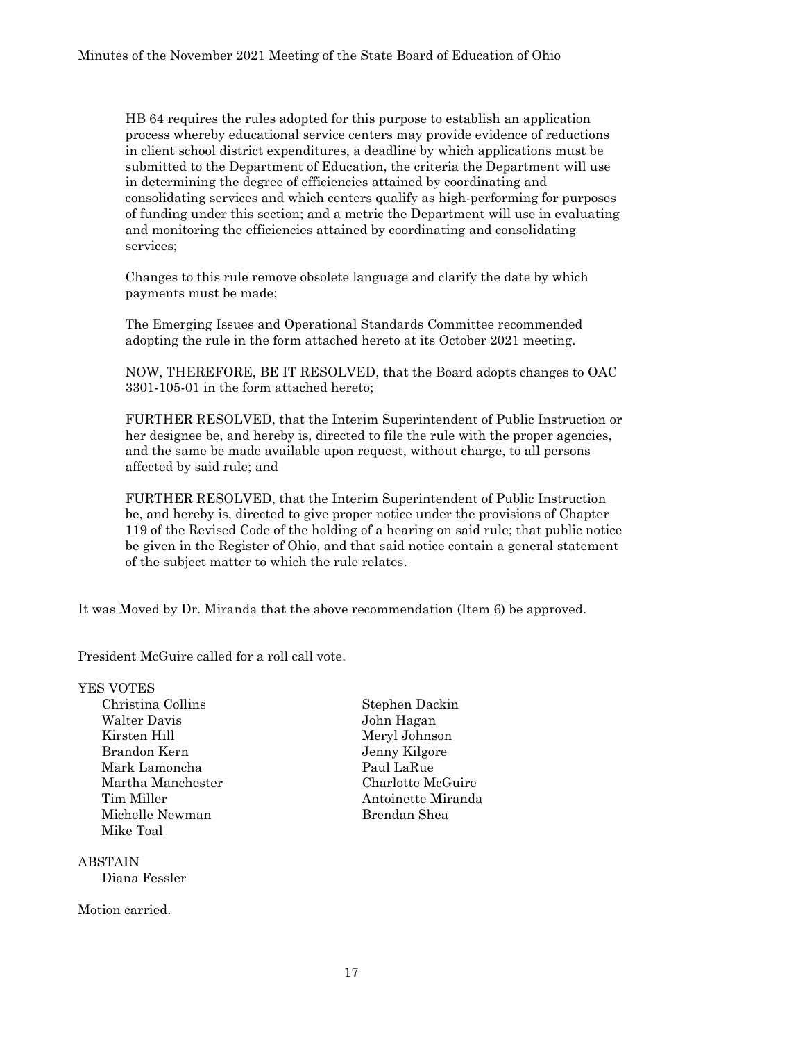HB 64 requires the rules adopted for this purpose to establish an application process whereby educational service centers may provide evidence of reductions in client school district expenditures, a deadline by which applications must be submitted to the Department of Education, the criteria the Department will use in determining the degree of efficiencies attained by coordinating and consolidating services and which centers qualify as high-performing for purposes of funding under this section; and a metric the Department will use in evaluating and monitoring the efficiencies attained by coordinating and consolidating services;

Changes to this rule remove obsolete language and clarify the date by which payments must be made;

The Emerging Issues and Operational Standards Committee recommended adopting the rule in the form attached hereto at its October 2021 meeting.

NOW, THEREFORE, BE IT RESOLVED, that the Board adopts changes to OAC 3301-105-01 in the form attached hereto;

FURTHER RESOLVED, that the Interim Superintendent of Public Instruction or her designee be, and hereby is, directed to file the rule with the proper agencies, and the same be made available upon request, without charge, to all persons affected by said rule; and

FURTHER RESOLVED, that the Interim Superintendent of Public Instruction be, and hereby is, directed to give proper notice under the provisions of Chapter 119 of the Revised Code of the holding of a hearing on said rule; that public notice be given in the Register of Ohio, and that said notice contain a general statement of the subject matter to which the rule relates.

It was Moved by Dr. Miranda that the above recommendation (Item 6) be approved.

President McGuire called for a roll call vote.

YES VOTES

Christina Collins
Walter Davis
Kirsten Hill
Brandon Kern
Mark Lamoncha
Martha Manchester
Tim Miller
Michelle Newman
Mike Toal
Stephen Dackin
John Hagan
Meryl Johnson
Jenny Kilgore
Paul LaRue
Charlotte McGuire
Antoinette Miranda
Brendan Shea

ABSTAIN

Diana Fessler

Motion carried.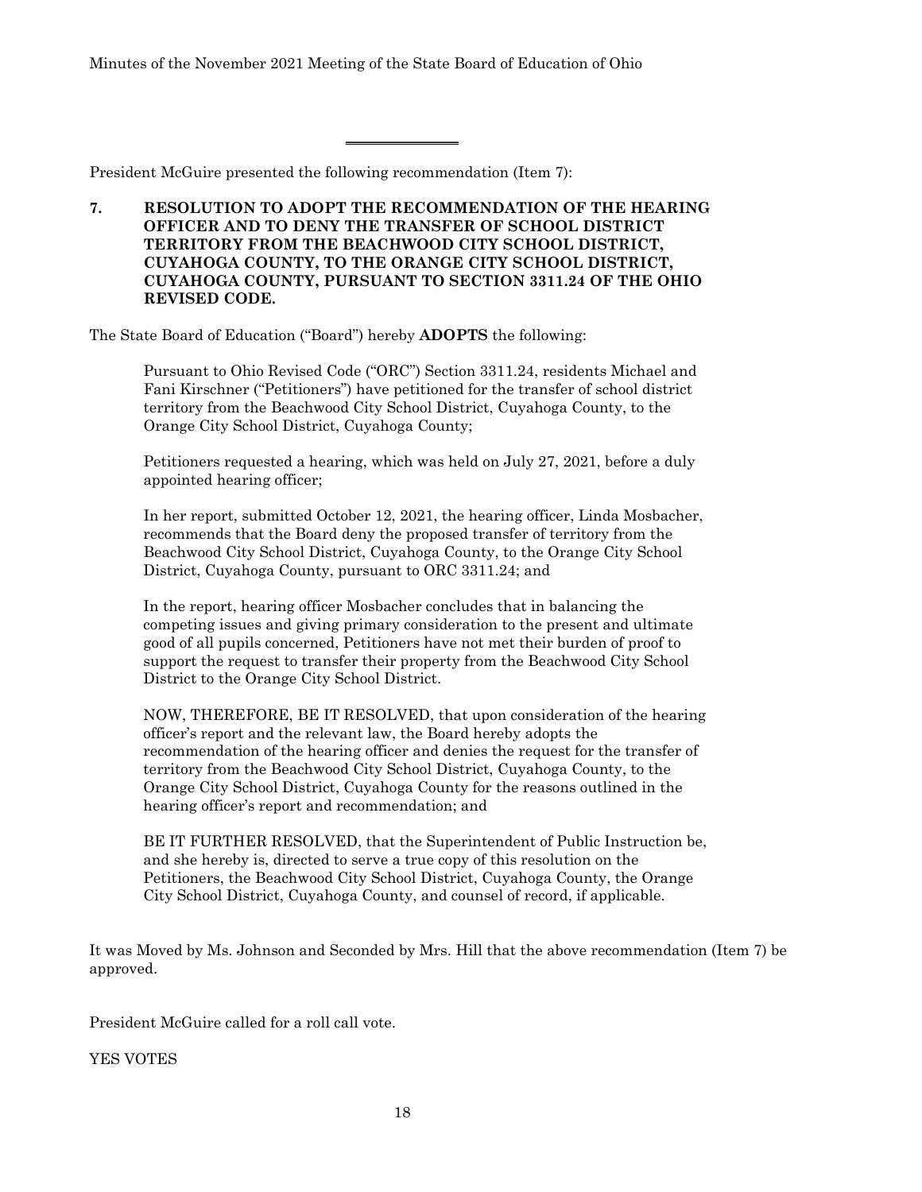President McGuire presented the following recommendation (Item 7):

**7. RESOLUTION TO ADOPT THE RECOMMENDATION OF THE HEARING OFFICER AND TO DENY THE TRANSFER OF SCHOOL DISTRICT TERRITORY FROM THE BEACHWOOD CITY SCHOOL DISTRICT, CUYAHOGA COUNTY, TO THE ORANGE CITY SCHOOL DISTRICT, CUYAHOGA COUNTY, PURSUANT TO SECTION 3311.24 OF THE OHIO REVISED CODE.**

The State Board of Education ("Board") hereby **ADOPTS** the following:

> Pursuant to Ohio Revised Code ("ORC") Section 3311.24, residents Michael and Fani Kirschner ("Petitioners") have petitioned for the transfer of school district territory from the Beachwood City School District, Cuyahoga County, to the Orange City School District, Cuyahoga County;
>
> Petitioners requested a hearing, which was held on July 27, 2021, before a duly appointed hearing officer;
>
> In her report, submitted October 12, 2021, the hearing officer, Linda Mosbacher, recommends that the Board deny the proposed transfer of territory from the Beachwood City School District, Cuyahoga County, to the Orange City School District, Cuyahoga County, pursuant to ORC 3311.24; and
>
> In the report, hearing officer Mosbacher concludes that in balancing the competing issues and giving primary consideration to the present and ultimate good of all pupils concerned, Petitioners have not met their burden of proof to support the request to transfer their property from the Beachwood City School District to the Orange City School District.
>
> NOW, THEREFORE, BE IT RESOLVED, that upon consideration of the hearing officer's report and the relevant law, the Board hereby adopts the recommendation of the hearing officer and denies the request for the transfer of territory from the Beachwood City School District, Cuyahoga County, to the Orange City School District, Cuyahoga County for the reasons outlined in the hearing officer's report and recommendation; and
>
> BE IT FURTHER RESOLVED, that the Superintendent of Public Instruction be, and she hereby is, directed to serve a true copy of this resolution on the Petitioners, the Beachwood City School District, Cuyahoga County, the Orange City School District, Cuyahoga County, and counsel of record, if applicable.

It was Moved by Ms. Johnson and Seconded by Mrs. Hill that the above recommendation (Item 7) be approved.

President McGuire called for a roll call vote.

YES VOTES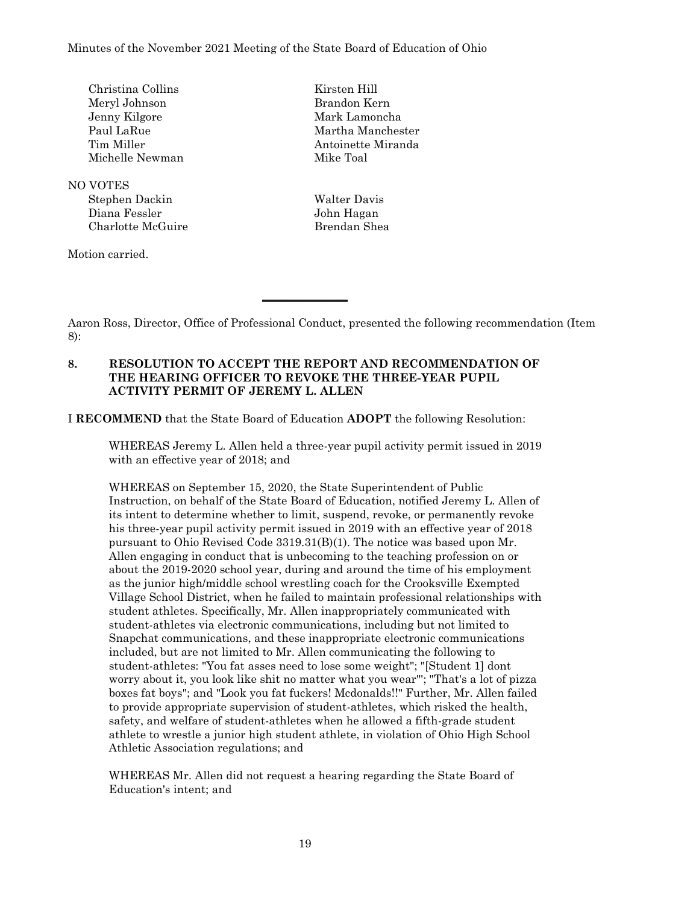Christina Collins
Kirsten Hill
Meryl Johnson
Brandon Kern
Jenny Kilgore
Mark Lamoncha
Paul LaRue
Martha Manchester
Tim Miller
Antoinette Miranda
Michelle Newman
Mike Toal

NO VOTES

Stephen Dackin
Walter Davis
Diana Fessler
John Hagan
Charlotte McGuire
Brendan Shea

Motion carried.

---

Aaron Ross, Director, Office of Professional Conduct, presented the following recommendation (Item 8):

**8. RESOLUTION TO ACCEPT THE REPORT AND RECOMMENDATION OF THE HEARING OFFICER TO REVOKE THE THREE-YEAR PUPIL ACTIVITY PERMIT OF JEREMY L. ALLEN**

I **RECOMMEND** that the State Board of Education **ADOPT** the following Resolution:

WHEREAS Jeremy L. Allen held a three-year pupil activity permit issued in 2019 with an effective year of 2018; and

WHEREAS on September 15, 2020, the State Superintendent of Public Instruction, on behalf of the State Board of Education, notified Jeremy L. Allen of its intent to determine whether to limit, suspend, revoke, or permanently revoke his three-year pupil activity permit issued in 2019 with an effective year of 2018 pursuant to Ohio Revised Code 3319.31(B)(1). The notice was based upon Mr. Allen engaging in conduct that is unbecoming to the teaching profession on or about the 2019-2020 school year, during and around the time of his employment as the junior high/middle school wrestling coach for the Crooksville Exempted Village School District, when he failed to maintain professional relationships with student athletes. Specifically, Mr. Allen inappropriately communicated with student-athletes via electronic communications, including but not limited to Snapchat communications, and these inappropriate electronic communications included, but are not limited to Mr. Allen communicating the following to student-athletes: "You fat asses need to lose some weight"; "[Student 1] dont worry about it, you look like shit no matter what you wear'"; "That's a lot of pizza boxes fat boys"; and "Look you fat fuckers! Mcdonalds!!" Further, Mr. Allen failed to provide appropriate supervision of student-athletes, which risked the health, safety, and welfare of student-athletes when he allowed a fifth-grade student athlete to wrestle a junior high student athlete, in violation of Ohio High School Athletic Association regulations; and

WHEREAS Mr. Allen did not request a hearing regarding the State Board of Education's intent; and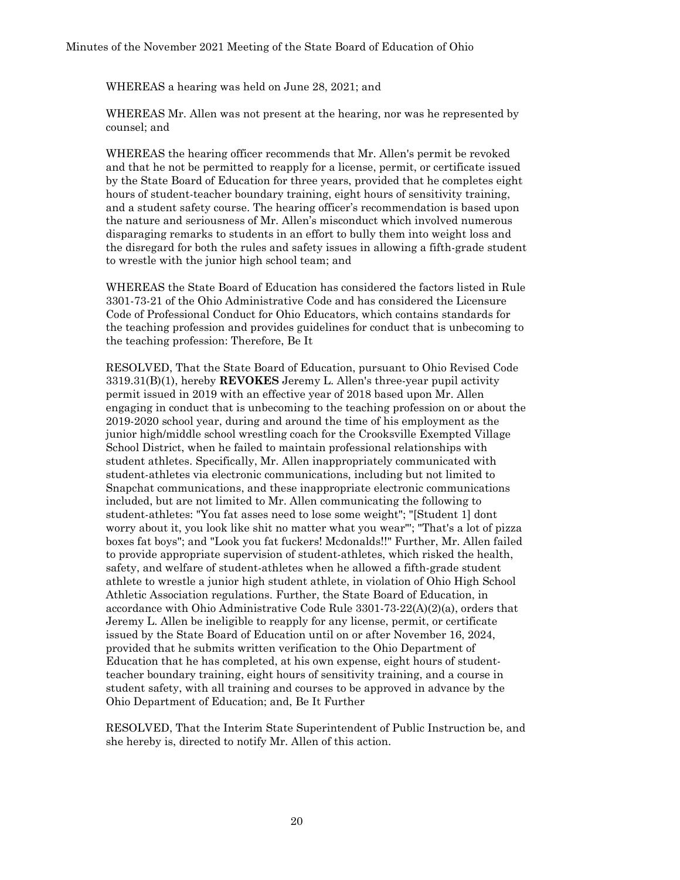WHEREAS a hearing was held on June 28, 2021; and

WHEREAS Mr. Allen was not present at the hearing, nor was he represented by counsel; and

WHEREAS the hearing officer recommends that Mr. Allen's permit be revoked and that he not be permitted to reapply for a license, permit, or certificate issued by the State Board of Education for three years, provided that he completes eight hours of student-teacher boundary training, eight hours of sensitivity training, and a student safety course. The hearing officer's recommendation is based upon the nature and seriousness of Mr. Allen's misconduct which involved numerous disparaging remarks to students in an effort to bully them into weight loss and the disregard for both the rules and safety issues in allowing a fifth-grade student to wrestle with the junior high school team; and

WHEREAS the State Board of Education has considered the factors listed in Rule 3301-73-21 of the Ohio Administrative Code and has considered the Licensure Code of Professional Conduct for Ohio Educators, which contains standards for the teaching profession and provides guidelines for conduct that is unbecoming to the teaching profession: Therefore, Be It

RESOLVED, That the State Board of Education, pursuant to Ohio Revised Code 3319.31(B)(1), hereby **REVOKES** Jeremy L. Allen's three-year pupil activity permit issued in 2019 with an effective year of 2018 based upon Mr. Allen engaging in conduct that is unbecoming to the teaching profession on or about the 2019-2020 school year, during and around the time of his employment as the junior high/middle school wrestling coach for the Crooksville Exempted Village School District, when he failed to maintain professional relationships with student athletes. Specifically, Mr. Allen inappropriately communicated with student-athletes via electronic communications, including but not limited to Snapchat communications, and these inappropriate electronic communications included, but are not limited to Mr. Allen communicating the following to student-athletes: "You fat asses need to lose some weight"; "[Student 1] dont worry about it, you look like shit no matter what you wear'"; "That's a lot of pizza boxes fat boys"; and "Look you fat fuckers! Mcdonalds!!" Further, Mr. Allen failed to provide appropriate supervision of student-athletes, which risked the health, safety, and welfare of student-athletes when he allowed a fifth-grade student athlete to wrestle a junior high student athlete, in violation of Ohio High School Athletic Association regulations. Further, the State Board of Education, in accordance with Ohio Administrative Code Rule 3301-73-22(A)(2)(a), orders that Jeremy L. Allen be ineligible to reapply for any license, permit, or certificate issued by the State Board of Education until on or after November 16, 2024, provided that he submits written verification to the Ohio Department of Education that he has completed, at his own expense, eight hours of student-teacher boundary training, eight hours of sensitivity training, and a course in student safety, with all training and courses to be approved in advance by the Ohio Department of Education; and, Be It Further

RESOLVED, That the Interim State Superintendent of Public Instruction be, and she hereby is, directed to notify Mr. Allen of this action.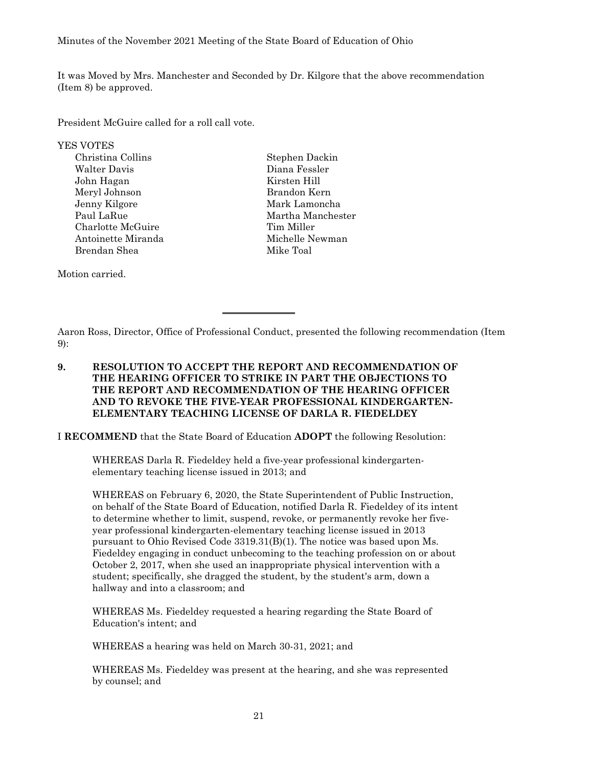It was Moved by Mrs. Manchester and Seconded by Dr. Kilgore that the above recommendation (Item 8) be approved.

President McGuire called for a roll call vote.

YES VOTES

| | |
|---|---|
| Christina Collins | Stephen Dackin |
| Walter Davis | Diana Fessler |
| John Hagan | Kirsten Hill |
| Meryl Johnson | Brandon Kern |
| Jenny Kilgore | Mark Lamoncha |
| Paul LaRue | Martha Manchester |
| Charlotte McGuire | Tim Miller |
| Antoinette Miranda | Michelle Newman |
| Brendan Shea | Mike Toal |

Motion carried.

---

Aaron Ross, Director, Office of Professional Conduct, presented the following recommendation (Item 9):

**9. RESOLUTION TO ACCEPT THE REPORT AND RECOMMENDATION OF THE HEARING OFFICER TO STRIKE IN PART THE OBJECTIONS TO THE REPORT AND RECOMMENDATION OF THE HEARING OFFICER AND TO REVOKE THE FIVE-YEAR PROFESSIONAL KINDERGARTEN-ELEMENTARY TEACHING LICENSE OF DARLA R. FIEDELDEY**

I **RECOMMEND** that the State Board of Education **ADOPT** the following Resolution:

WHEREAS Darla R. Fiedeldey held a five-year professional kindergarten-elementary teaching license issued in 2013; and

WHEREAS on February 6, 2020, the State Superintendent of Public Instruction, on behalf of the State Board of Education, notified Darla R. Fiedeldey of its intent to determine whether to limit, suspend, revoke, or permanently revoke her five-year professional kindergarten-elementary teaching license issued in 2013 pursuant to Ohio Revised Code 3319.31(B)(1). The notice was based upon Ms. Fiedeldey engaging in conduct unbecoming to the teaching profession on or about October 2, 2017, when she used an inappropriate physical intervention with a student; specifically, she dragged the student, by the student's arm, down a hallway and into a classroom; and

WHEREAS Ms. Fiedeldey requested a hearing regarding the State Board of Education's intent; and

WHEREAS a hearing was held on March 30-31, 2021; and

WHEREAS Ms. Fiedeldey was present at the hearing, and she was represented by counsel; and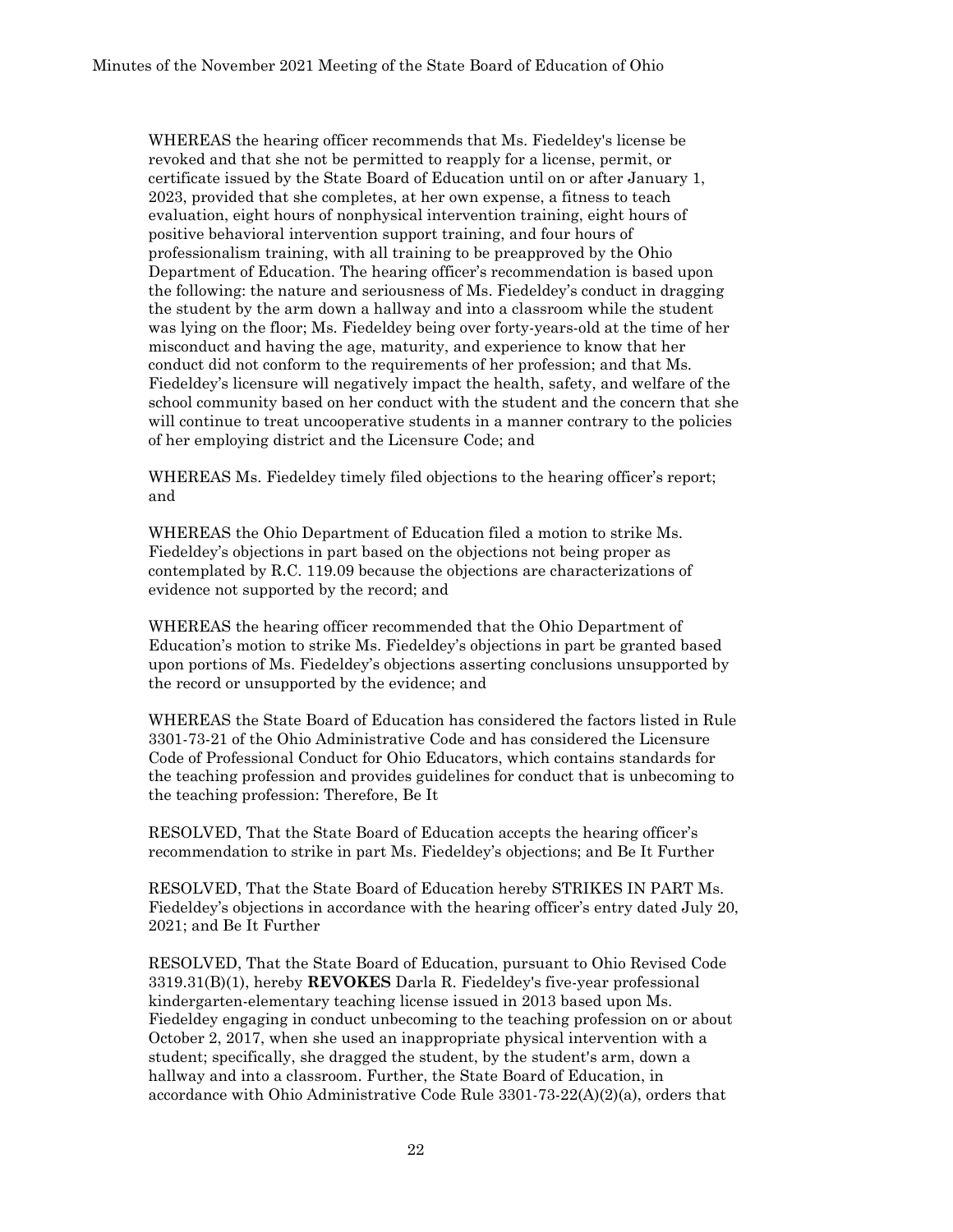WHEREAS the hearing officer recommends that Ms. Fiedeldey's license be revoked and that she not be permitted to reapply for a license, permit, or certificate issued by the State Board of Education until on or after January 1, 2023, provided that she completes, at her own expense, a fitness to teach evaluation, eight hours of nonphysical intervention training, eight hours of positive behavioral intervention support training, and four hours of professionalism training, with all training to be preapproved by the Ohio Department of Education. The hearing officer's recommendation is based upon the following: the nature and seriousness of Ms. Fiedeldey's conduct in dragging the student by the arm down a hallway and into a classroom while the student was lying on the floor; Ms. Fiedeldey being over forty-years-old at the time of her misconduct and having the age, maturity, and experience to know that her conduct did not conform to the requirements of her profession; and that Ms. Fiedeldey's licensure will negatively impact the health, safety, and welfare of the school community based on her conduct with the student and the concern that she will continue to treat uncooperative students in a manner contrary to the policies of her employing district and the Licensure Code; and

WHEREAS Ms. Fiedeldey timely filed objections to the hearing officer's report; and

WHEREAS the Ohio Department of Education filed a motion to strike Ms. Fiedeldey's objections in part based on the objections not being proper as contemplated by R.C. 119.09 because the objections are characterizations of evidence not supported by the record; and

WHEREAS the hearing officer recommended that the Ohio Department of Education's motion to strike Ms. Fiedeldey's objections in part be granted based upon portions of Ms. Fiedeldey's objections asserting conclusions unsupported by the record or unsupported by the evidence; and

WHEREAS the State Board of Education has considered the factors listed in Rule 3301-73-21 of the Ohio Administrative Code and has considered the Licensure Code of Professional Conduct for Ohio Educators, which contains standards for the teaching profession and provides guidelines for conduct that is unbecoming to the teaching profession: Therefore, Be It

RESOLVED, That the State Board of Education accepts the hearing officer's recommendation to strike in part Ms. Fiedeldey's objections; and Be It Further

RESOLVED, That the State Board of Education hereby STRIKES IN PART Ms. Fiedeldey's objections in accordance with the hearing officer's entry dated July 20, 2021; and Be It Further

RESOLVED, That the State Board of Education, pursuant to Ohio Revised Code 3319.31(B)(1), hereby **REVOKES** Darla R. Fiedeldey's five-year professional kindergarten-elementary teaching license issued in 2013 based upon Ms. Fiedeldey engaging in conduct unbecoming to the teaching profession on or about October 2, 2017, when she used an inappropriate physical intervention with a student; specifically, she dragged the student, by the student's arm, down a hallway and into a classroom. Further, the State Board of Education, in accordance with Ohio Administrative Code Rule 3301-73-22(A)(2)(a), orders that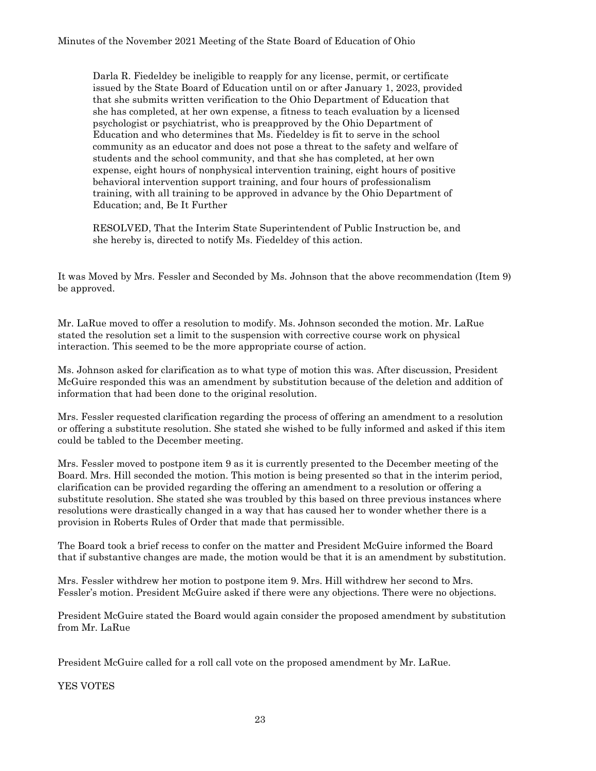Darla R. Fiedeldey be ineligible to reapply for any license, permit, or certificate issued by the State Board of Education until on or after January 1, 2023, provided that she submits written verification to the Ohio Department of Education that she has completed, at her own expense, a fitness to teach evaluation by a licensed psychologist or psychiatrist, who is preapproved by the Ohio Department of Education and who determines that Ms. Fiedeldey is fit to serve in the school community as an educator and does not pose a threat to the safety and welfare of students and the school community, and that she has completed, at her own expense, eight hours of nonphysical intervention training, eight hours of positive behavioral intervention support training, and four hours of professionalism training, with all training to be approved in advance by the Ohio Department of Education; and, Be It Further

RESOLVED, That the Interim State Superintendent of Public Instruction be, and she hereby is, directed to notify Ms. Fiedeldey of this action.

It was Moved by Mrs. Fessler and Seconded by Ms. Johnson that the above recommendation (Item 9) be approved.

Mr. LaRue moved to offer a resolution to modify. Ms. Johnson seconded the motion. Mr. LaRue stated the resolution set a limit to the suspension with corrective course work on physical interaction. This seemed to be the more appropriate course of action.

Ms. Johnson asked for clarification as to what type of motion this was. After discussion, President McGuire responded this was an amendment by substitution because of the deletion and addition of information that had been done to the original resolution.

Mrs. Fessler requested clarification regarding the process of offering an amendment to a resolution or offering a substitute resolution. She stated she wished to be fully informed and asked if this item could be tabled to the December meeting.

Mrs. Fessler moved to postpone item 9 as it is currently presented to the December meeting of the Board. Mrs. Hill seconded the motion. This motion is being presented so that in the interim period, clarification can be provided regarding the offering an amendment to a resolution or offering a substitute resolution. She stated she was troubled by this based on three previous instances where resolutions were drastically changed in a way that has caused her to wonder whether there is a provision in Roberts Rules of Order that made that permissible.

The Board took a brief recess to confer on the matter and President McGuire informed the Board that if substantive changes are made, the motion would be that it is an amendment by substitution.

Mrs. Fessler withdrew her motion to postpone item 9. Mrs. Hill withdrew her second to Mrs. Fessler's motion. President McGuire asked if there were any objections. There were no objections.

President McGuire stated the Board would again consider the proposed amendment by substitution from Mr. LaRue

President McGuire called for a roll call vote on the proposed amendment by Mr. LaRue.

YES VOTES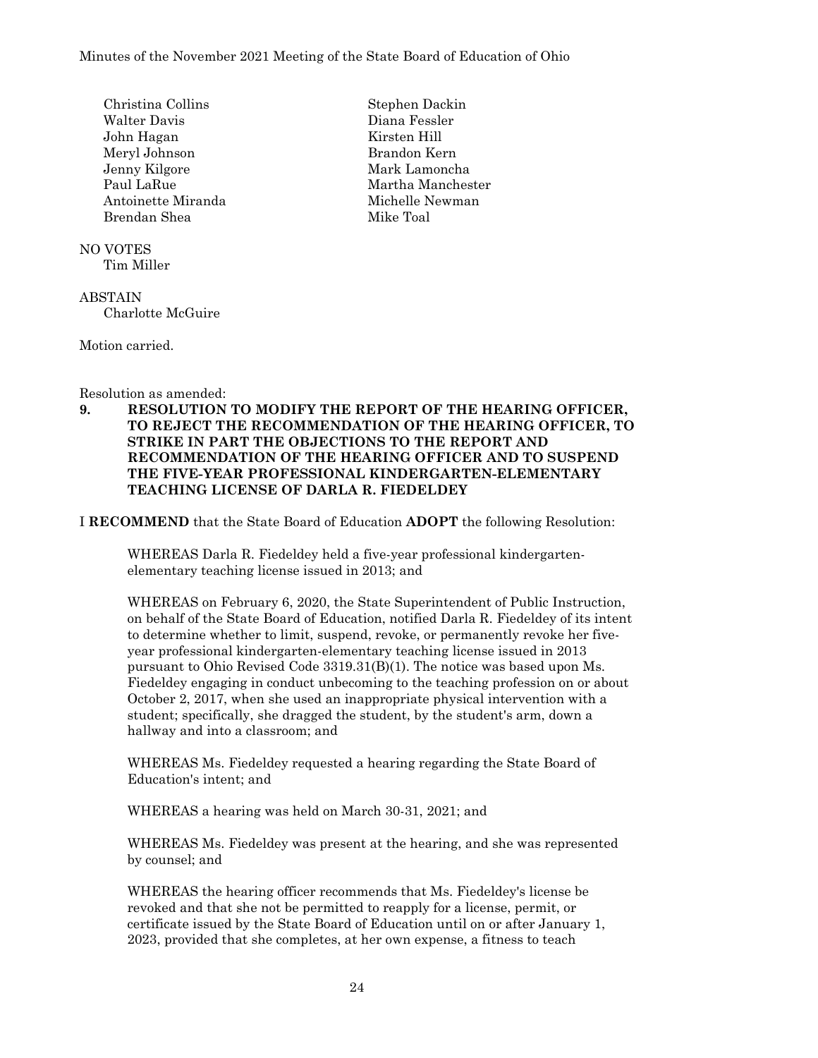Christina Collins
Stephen Dackin
Walter Davis
Diana Fessler
John Hagan
Kirsten Hill
Meryl Johnson
Brandon Kern
Jenny Kilgore
Mark Lamoncha
Paul LaRue
Martha Manchester
Antoinette Miranda
Michelle Newman
Brendan Shea
Mike Toal

NO VOTES
Tim Miller

ABSTAIN
Charlotte McGuire

Motion carried.

Resolution as amended:

**9. RESOLUTION TO MODIFY THE REPORT OF THE HEARING OFFICER, TO REJECT THE RECOMMENDATION OF THE HEARING OFFICER, TO STRIKE IN PART THE OBJECTIONS TO THE REPORT AND RECOMMENDATION OF THE HEARING OFFICER AND TO SUSPEND THE FIVE-YEAR PROFESSIONAL KINDERGARTEN-ELEMENTARY TEACHING LICENSE OF DARLA R. FIEDELDEY**

I **RECOMMEND** that the State Board of Education **ADOPT** the following Resolution:

WHEREAS Darla R. Fiedeldey held a five-year professional kindergarten-elementary teaching license issued in 2013; and

WHEREAS on February 6, 2020, the State Superintendent of Public Instruction, on behalf of the State Board of Education, notified Darla R. Fiedeldey of its intent to determine whether to limit, suspend, revoke, or permanently revoke her five-year professional kindergarten-elementary teaching license issued in 2013 pursuant to Ohio Revised Code 3319.31(B)(1). The notice was based upon Ms. Fiedeldey engaging in conduct unbecoming to the teaching profession on or about October 2, 2017, when she used an inappropriate physical intervention with a student; specifically, she dragged the student, by the student's arm, down a hallway and into a classroom; and

WHEREAS Ms. Fiedeldey requested a hearing regarding the State Board of Education's intent; and

WHEREAS a hearing was held on March 30-31, 2021; and

WHEREAS Ms. Fiedeldey was present at the hearing, and she was represented by counsel; and

WHEREAS the hearing officer recommends that Ms. Fiedeldey's license be revoked and that she not be permitted to reapply for a license, permit, or certificate issued by the State Board of Education until on or after January 1, 2023, provided that she completes, at her own expense, a fitness to teach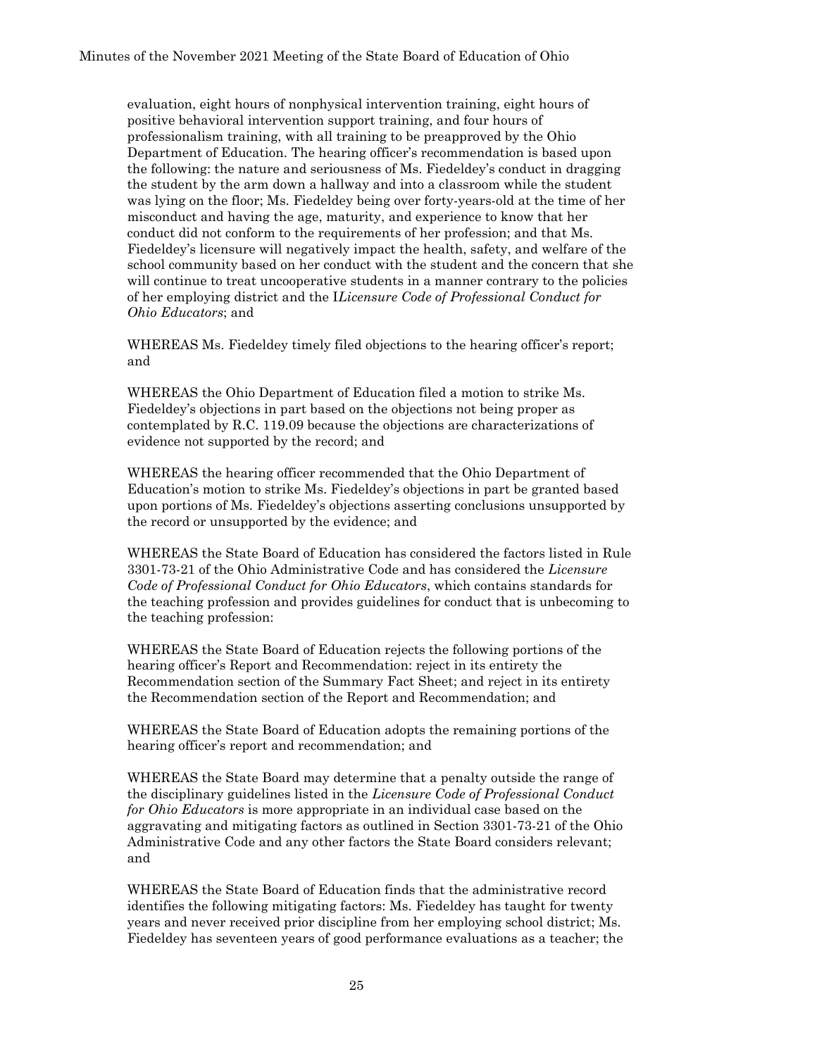evaluation, eight hours of nonphysical intervention training, eight hours of positive behavioral intervention support training, and four hours of professionalism training, with all training to be preapproved by the Ohio Department of Education. The hearing officer's recommendation is based upon the following: the nature and seriousness of Ms. Fiedeldey's conduct in dragging the student by the arm down a hallway and into a classroom while the student was lying on the floor; Ms. Fiedeldey being over forty-years-old at the time of her misconduct and having the age, maturity, and experience to know that her conduct did not conform to the requirements of her profession; and that Ms. Fiedeldey's licensure will negatively impact the health, safety, and welfare of the school community based on her conduct with the student and the concern that she will continue to treat uncooperative students in a manner contrary to the policies of her employing district and the I*Licensure Code of Professional Conduct for Ohio Educators*; and

WHEREAS Ms. Fiedeldey timely filed objections to the hearing officer's report; and

WHEREAS the Ohio Department of Education filed a motion to strike Ms. Fiedeldey's objections in part based on the objections not being proper as contemplated by R.C. 119.09 because the objections are characterizations of evidence not supported by the record; and

WHEREAS the hearing officer recommended that the Ohio Department of Education's motion to strike Ms. Fiedeldey's objections in part be granted based upon portions of Ms. Fiedeldey's objections asserting conclusions unsupported by the record or unsupported by the evidence; and

WHEREAS the State Board of Education has considered the factors listed in Rule 3301-73-21 of the Ohio Administrative Code and has considered the *Licensure Code of Professional Conduct for Ohio Educators*, which contains standards for the teaching profession and provides guidelines for conduct that is unbecoming to the teaching profession:

WHEREAS the State Board of Education rejects the following portions of the hearing officer's Report and Recommendation: reject in its entirety the Recommendation section of the Summary Fact Sheet; and reject in its entirety the Recommendation section of the Report and Recommendation; and

WHEREAS the State Board of Education adopts the remaining portions of the hearing officer's report and recommendation; and

WHEREAS the State Board may determine that a penalty outside the range of the disciplinary guidelines listed in the *Licensure Code of Professional Conduct for Ohio Educators* is more appropriate in an individual case based on the aggravating and mitigating factors as outlined in Section 3301-73-21 of the Ohio Administrative Code and any other factors the State Board considers relevant; and

WHEREAS the State Board of Education finds that the administrative record identifies the following mitigating factors: Ms. Fiedeldey has taught for twenty years and never received prior discipline from her employing school district; Ms. Fiedeldey has seventeen years of good performance evaluations as a teacher; the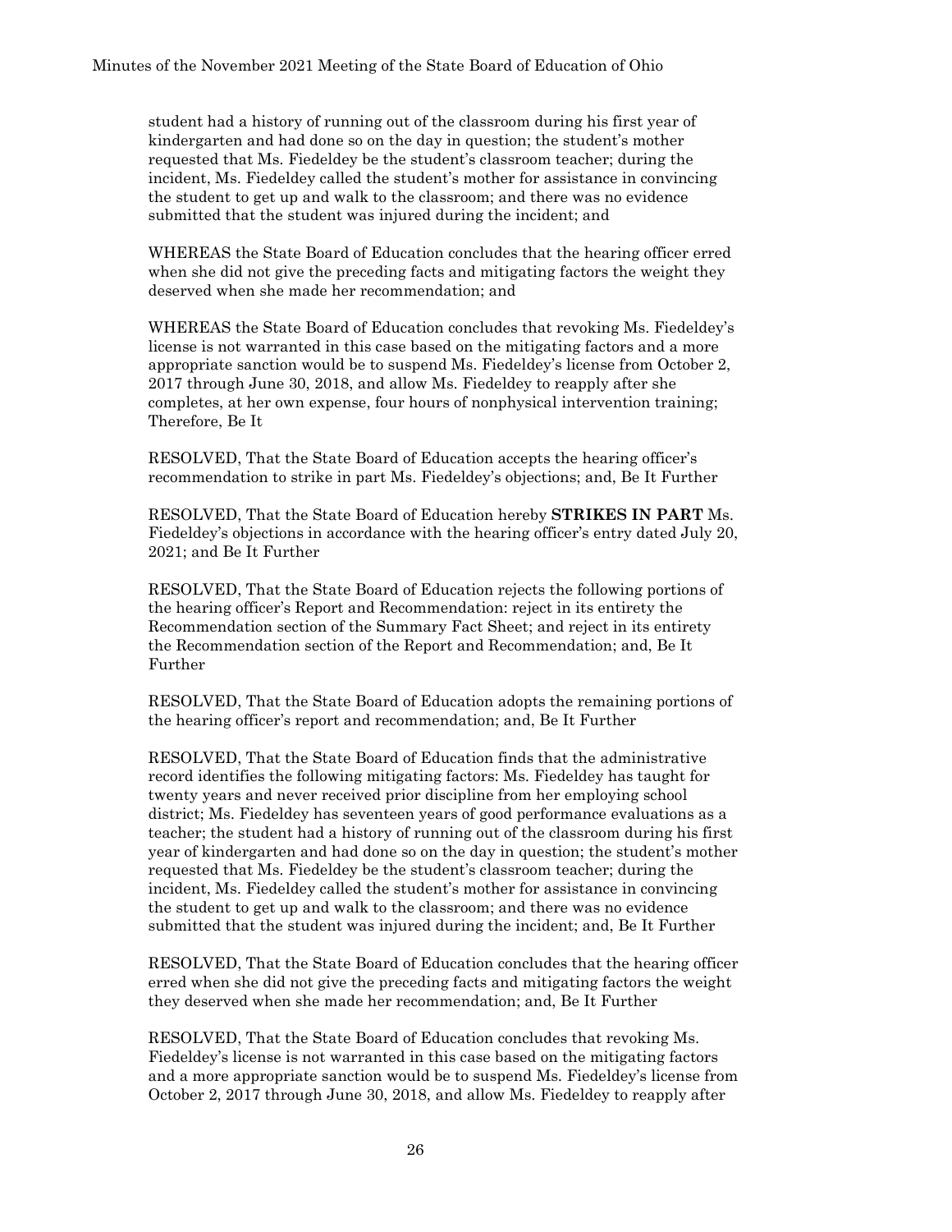student had a history of running out of the classroom during his first year of kindergarten and had done so on the day in question; the student's mother requested that Ms. Fiedeldey be the student's classroom teacher; during the incident, Ms. Fiedeldey called the student's mother for assistance in convincing the student to get up and walk to the classroom; and there was no evidence submitted that the student was injured during the incident; and

WHEREAS the State Board of Education concludes that the hearing officer erred when she did not give the preceding facts and mitigating factors the weight they deserved when she made her recommendation; and

WHEREAS the State Board of Education concludes that revoking Ms. Fiedeldey's license is not warranted in this case based on the mitigating factors and a more appropriate sanction would be to suspend Ms. Fiedeldey's license from October 2, 2017 through June 30, 2018, and allow Ms. Fiedeldey to reapply after she completes, at her own expense, four hours of nonphysical intervention training; Therefore, Be It

RESOLVED, That the State Board of Education accepts the hearing officer's recommendation to strike in part Ms. Fiedeldey's objections; and, Be It Further

RESOLVED, That the State Board of Education hereby **STRIKES IN PART** Ms. Fiedeldey's objections in accordance with the hearing officer's entry dated July 20, 2021; and Be It Further

RESOLVED, That the State Board of Education rejects the following portions of the hearing officer's Report and Recommendation: reject in its entirety the Recommendation section of the Summary Fact Sheet; and reject in its entirety the Recommendation section of the Report and Recommendation; and, Be It Further

RESOLVED, That the State Board of Education adopts the remaining portions of the hearing officer's report and recommendation; and, Be It Further

RESOLVED, That the State Board of Education finds that the administrative record identifies the following mitigating factors: Ms. Fiedeldey has taught for twenty years and never received prior discipline from her employing school district; Ms. Fiedeldey has seventeen years of good performance evaluations as a teacher; the student had a history of running out of the classroom during his first year of kindergarten and had done so on the day in question; the student's mother requested that Ms. Fiedeldey be the student's classroom teacher; during the incident, Ms. Fiedeldey called the student's mother for assistance in convincing the student to get up and walk to the classroom; and there was no evidence submitted that the student was injured during the incident; and, Be It Further

RESOLVED, That the State Board of Education concludes that the hearing officer erred when she did not give the preceding facts and mitigating factors the weight they deserved when she made her recommendation; and, Be It Further

RESOLVED, That the State Board of Education concludes that revoking Ms. Fiedeldey's license is not warranted in this case based on the mitigating factors and a more appropriate sanction would be to suspend Ms. Fiedeldey's license from October 2, 2017 through June 30, 2018, and allow Ms. Fiedeldey to reapply after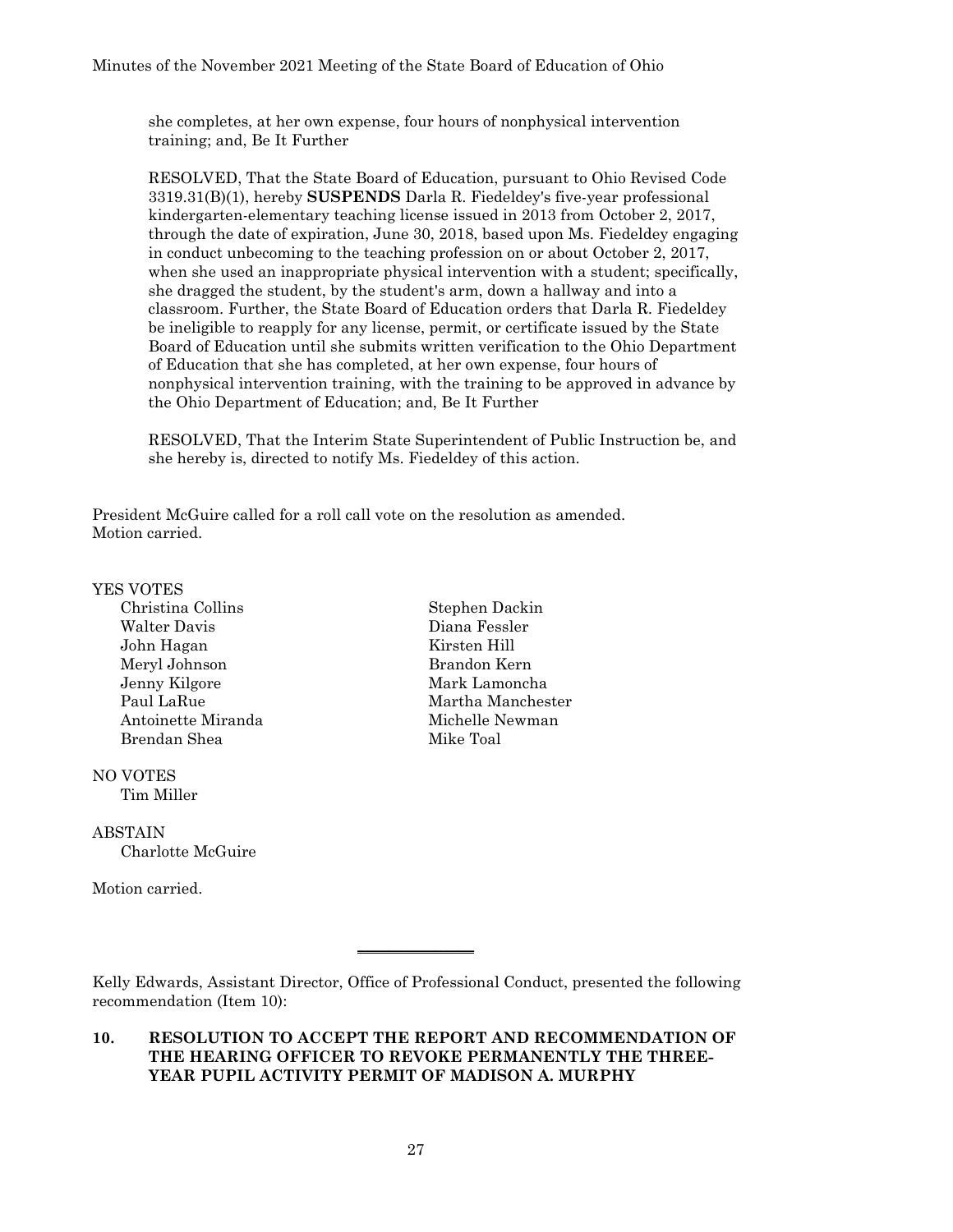she completes, at her own expense, four hours of nonphysical intervention training; and, Be It Further

RESOLVED, That the State Board of Education, pursuant to Ohio Revised Code 3319.31(B)(1), hereby **SUSPENDS** Darla R. Fiedeldey's five-year professional kindergarten-elementary teaching license issued in 2013 from October 2, 2017, through the date of expiration, June 30, 2018, based upon Ms. Fiedeldey engaging in conduct unbecoming to the teaching profession on or about October 2, 2017, when she used an inappropriate physical intervention with a student; specifically, she dragged the student, by the student's arm, down a hallway and into a classroom. Further, the State Board of Education orders that Darla R. Fiedeldey be ineligible to reapply for any license, permit, or certificate issued by the State Board of Education until she submits written verification to the Ohio Department of Education that she has completed, at her own expense, four hours of nonphysical intervention training, with the training to be approved in advance by the Ohio Department of Education; and, Be It Further

RESOLVED, That the Interim State Superintendent of Public Instruction be, and she hereby is, directed to notify Ms. Fiedeldey of this action.

President McGuire called for a roll call vote on the resolution as amended.
Motion carried.

YES VOTES

- Christina Collins
- Walter Davis
- John Hagan
- Meryl Johnson
- Jenny Kilgore
- Paul LaRue
- Antoinette Miranda
- Brendan Shea
- Stephen Dackin
- Diana Fessler
- Kirsten Hill
- Brandon Kern
- Mark Lamoncha
- Martha Manchester
- Michelle Newman
- Mike Toal

NO VOTES

- Tim Miller

ABSTAIN

- Charlotte McGuire

Motion carried.

---

Kelly Edwards, Assistant Director, Office of Professional Conduct, presented the following recommendation (Item 10):

**10. RESOLUTION TO ACCEPT THE REPORT AND RECOMMENDATION OF THE HEARING OFFICER TO REVOKE PERMANENTLY THE THREE-YEAR PUPIL ACTIVITY PERMIT OF MADISON A. MURPHY**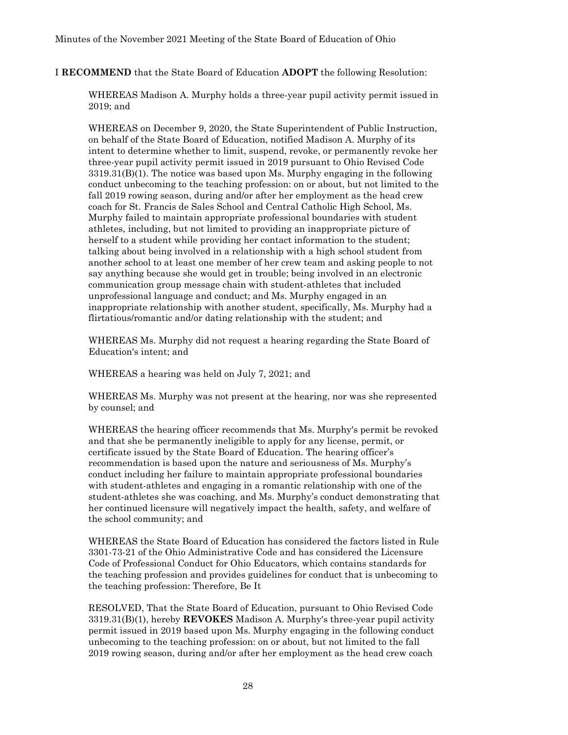I **RECOMMEND** that the State Board of Education **ADOPT** the following Resolution:

WHEREAS Madison A. Murphy holds a three-year pupil activity permit issued in 2019; and

WHEREAS on December 9, 2020, the State Superintendent of Public Instruction, on behalf of the State Board of Education, notified Madison A. Murphy of its intent to determine whether to limit, suspend, revoke, or permanently revoke her three-year pupil activity permit issued in 2019 pursuant to Ohio Revised Code 3319.31(B)(1). The notice was based upon Ms. Murphy engaging in the following conduct unbecoming to the teaching profession: on or about, but not limited to the fall 2019 rowing season, during and/or after her employment as the head crew coach for St. Francis de Sales School and Central Catholic High School, Ms. Murphy failed to maintain appropriate professional boundaries with student athletes, including, but not limited to providing an inappropriate picture of herself to a student while providing her contact information to the student; talking about being involved in a relationship with a high school student from another school to at least one member of her crew team and asking people to not say anything because she would get in trouble; being involved in an electronic communication group message chain with student-athletes that included unprofessional language and conduct; and Ms. Murphy engaged in an inappropriate relationship with another student, specifically, Ms. Murphy had a flirtatious/romantic and/or dating relationship with the student; and

WHEREAS Ms. Murphy did not request a hearing regarding the State Board of Education's intent; and

WHEREAS a hearing was held on July 7, 2021; and

WHEREAS Ms. Murphy was not present at the hearing, nor was she represented by counsel; and

WHEREAS the hearing officer recommends that Ms. Murphy's permit be revoked and that she be permanently ineligible to apply for any license, permit, or certificate issued by the State Board of Education. The hearing officer's recommendation is based upon the nature and seriousness of Ms. Murphy's conduct including her failure to maintain appropriate professional boundaries with student-athletes and engaging in a romantic relationship with one of the student-athletes she was coaching, and Ms. Murphy's conduct demonstrating that her continued licensure will negatively impact the health, safety, and welfare of the school community; and

WHEREAS the State Board of Education has considered the factors listed in Rule 3301-73-21 of the Ohio Administrative Code and has considered the Licensure Code of Professional Conduct for Ohio Educators, which contains standards for the teaching profession and provides guidelines for conduct that is unbecoming to the teaching profession: Therefore, Be It

RESOLVED, That the State Board of Education, pursuant to Ohio Revised Code 3319.31(B)(1), hereby **REVOKES** Madison A. Murphy's three-year pupil activity permit issued in 2019 based upon Ms. Murphy engaging in the following conduct unbecoming to the teaching profession: on or about, but not limited to the fall 2019 rowing season, during and/or after her employment as the head crew coach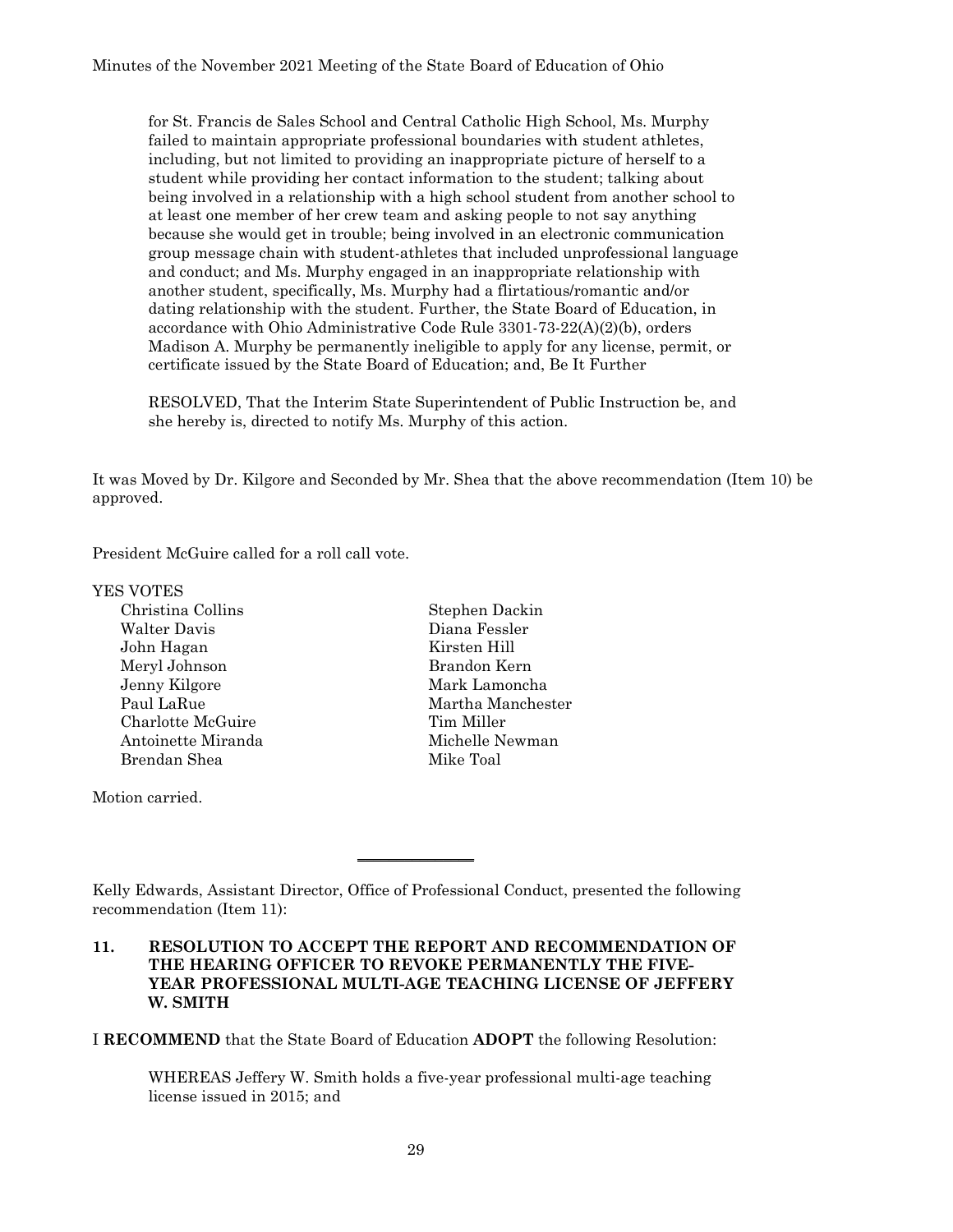for St. Francis de Sales School and Central Catholic High School, Ms. Murphy failed to maintain appropriate professional boundaries with student athletes, including, but not limited to providing an inappropriate picture of herself to a student while providing her contact information to the student; talking about being involved in a relationship with a high school student from another school to at least one member of her crew team and asking people to not say anything because she would get in trouble; being involved in an electronic communication group message chain with student-athletes that included unprofessional language and conduct; and Ms. Murphy engaged in an inappropriate relationship with another student, specifically, Ms. Murphy had a flirtatious/romantic and/or dating relationship with the student. Further, the State Board of Education, in accordance with Ohio Administrative Code Rule 3301-73-22(A)(2)(b), orders Madison A. Murphy be permanently ineligible to apply for any license, permit, or certificate issued by the State Board of Education; and, Be It Further

RESOLVED, That the Interim State Superintendent of Public Instruction be, and she hereby is, directed to notify Ms. Murphy of this action.

It was Moved by Dr. Kilgore and Seconded by Mr. Shea that the above recommendation (Item 10) be approved.

President McGuire called for a roll call vote.

YES VOTES

Christina Collins
Walter Davis
John Hagan
Meryl Johnson
Jenny Kilgore
Paul LaRue
Charlotte McGuire
Antoinette Miranda
Brendan Shea
Stephen Dackin
Diana Fessler
Kirsten Hill
Brandon Kern
Mark Lamoncha
Martha Manchester
Tim Miller
Michelle Newman
Mike Toal

Motion carried.

---

Kelly Edwards, Assistant Director, Office of Professional Conduct, presented the following recommendation (Item 11):

**11. RESOLUTION TO ACCEPT THE REPORT AND RECOMMENDATION OF THE HEARING OFFICER TO REVOKE PERMANENTLY THE FIVE-YEAR PROFESSIONAL MULTI-AGE TEACHING LICENSE OF JEFFERY W. SMITH**

I **RECOMMEND** that the State Board of Education **ADOPT** the following Resolution:

WHEREAS Jeffery W. Smith holds a five-year professional multi-age teaching license issued in 2015; and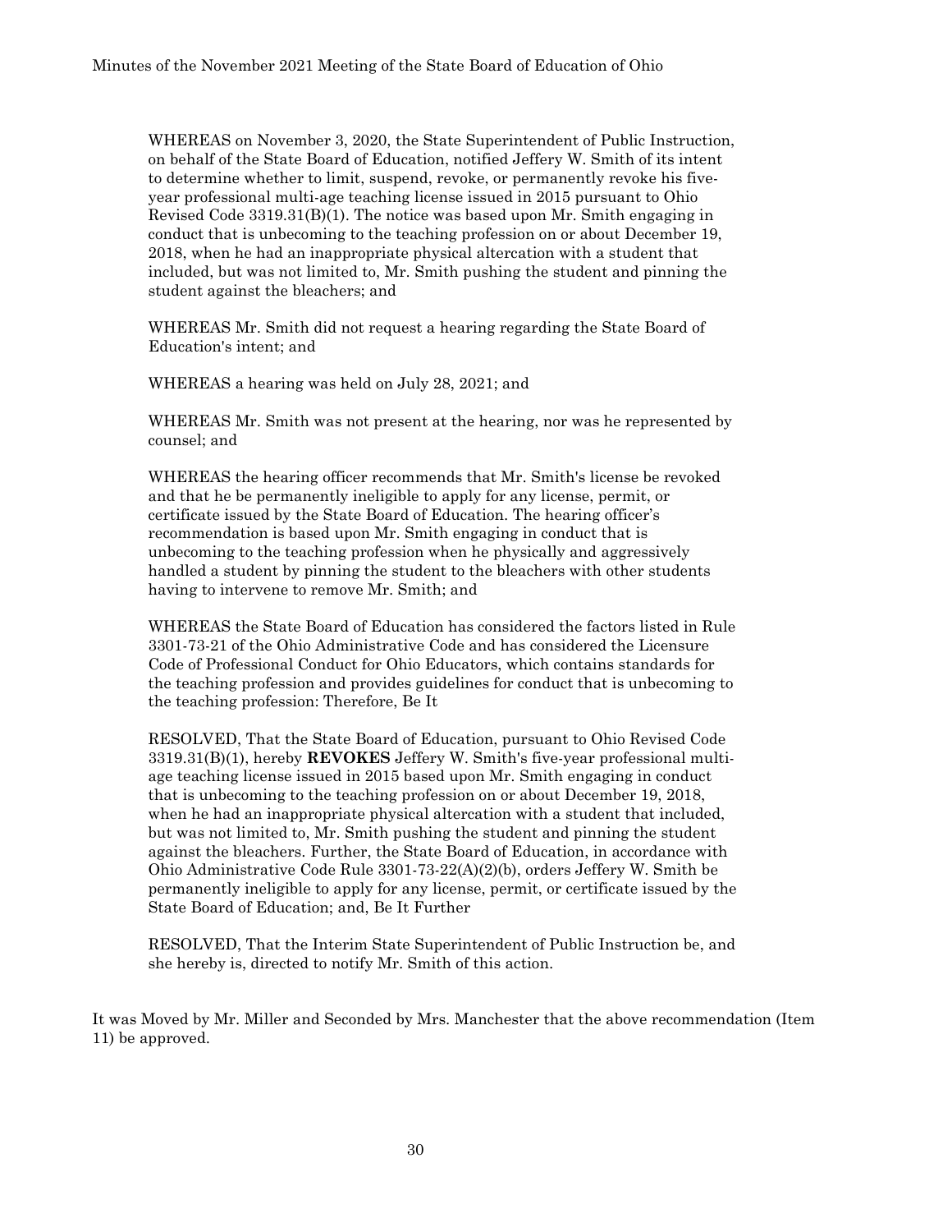WHEREAS on November 3, 2020, the State Superintendent of Public Instruction, on behalf of the State Board of Education, notified Jeffery W. Smith of its intent to determine whether to limit, suspend, revoke, or permanently revoke his five-year professional multi-age teaching license issued in 2015 pursuant to Ohio Revised Code 3319.31(B)(1). The notice was based upon Mr. Smith engaging in conduct that is unbecoming to the teaching profession on or about December 19, 2018, when he had an inappropriate physical altercation with a student that included, but was not limited to, Mr. Smith pushing the student and pinning the student against the bleachers; and

WHEREAS Mr. Smith did not request a hearing regarding the State Board of Education's intent; and

WHEREAS a hearing was held on July 28, 2021; and

WHEREAS Mr. Smith was not present at the hearing, nor was he represented by counsel; and

WHEREAS the hearing officer recommends that Mr. Smith's license be revoked and that he be permanently ineligible to apply for any license, permit, or certificate issued by the State Board of Education. The hearing officer's recommendation is based upon Mr. Smith engaging in conduct that is unbecoming to the teaching profession when he physically and aggressively handled a student by pinning the student to the bleachers with other students having to intervene to remove Mr. Smith; and

WHEREAS the State Board of Education has considered the factors listed in Rule 3301-73-21 of the Ohio Administrative Code and has considered the Licensure Code of Professional Conduct for Ohio Educators, which contains standards for the teaching profession and provides guidelines for conduct that is unbecoming to the teaching profession: Therefore, Be It

RESOLVED, That the State Board of Education, pursuant to Ohio Revised Code 3319.31(B)(1), hereby **REVOKES** Jeffery W. Smith's five-year professional multi-age teaching license issued in 2015 based upon Mr. Smith engaging in conduct that is unbecoming to the teaching profession on or about December 19, 2018, when he had an inappropriate physical altercation with a student that included, but was not limited to, Mr. Smith pushing the student and pinning the student against the bleachers. Further, the State Board of Education, in accordance with Ohio Administrative Code Rule 3301-73-22(A)(2)(b), orders Jeffery W. Smith be permanently ineligible to apply for any license, permit, or certificate issued by the State Board of Education; and, Be It Further

RESOLVED, That the Interim State Superintendent of Public Instruction be, and she hereby is, directed to notify Mr. Smith of this action.

It was Moved by Mr. Miller and Seconded by Mrs. Manchester that the above recommendation (Item 11) be approved.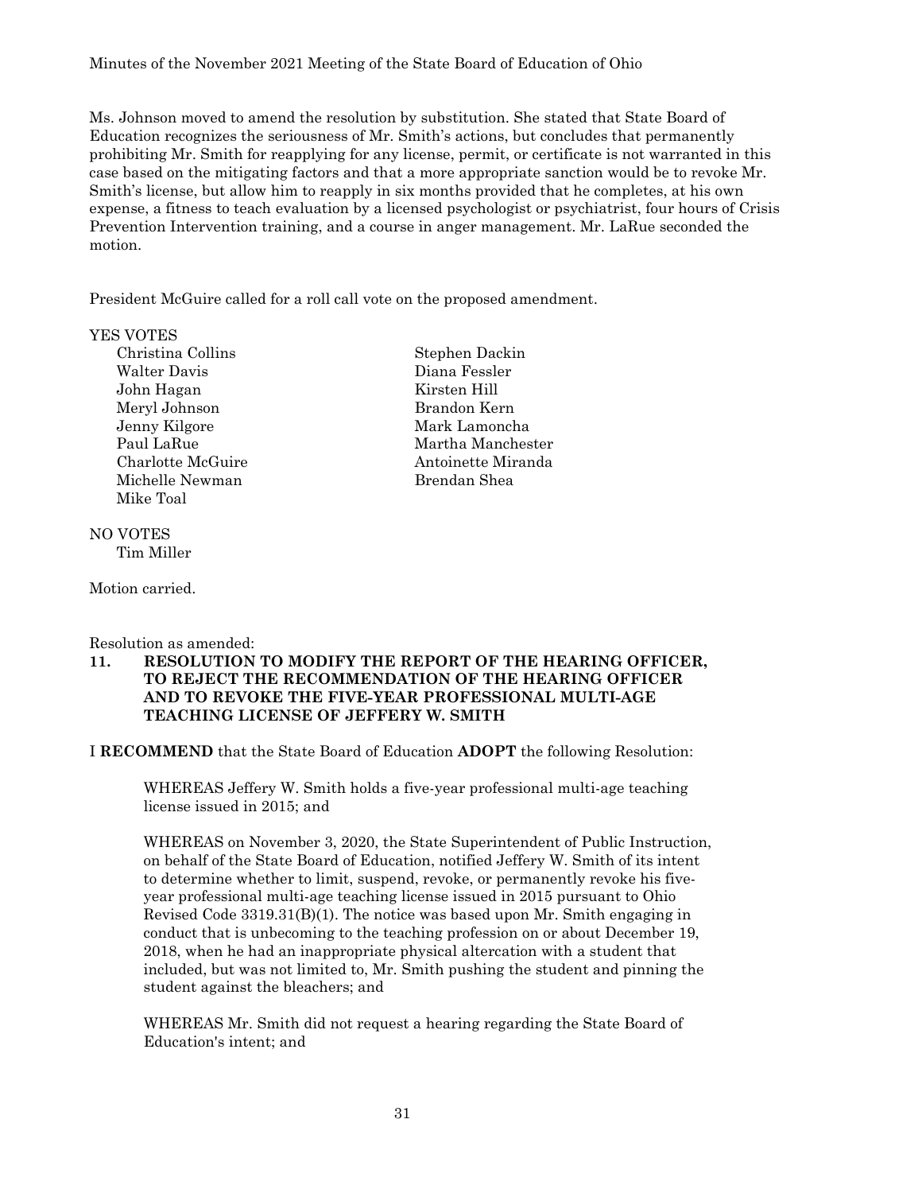Ms. Johnson moved to amend the resolution by substitution. She stated that State Board of Education recognizes the seriousness of Mr. Smith's actions, but concludes that permanently prohibiting Mr. Smith for reapplying for any license, permit, or certificate is not warranted in this case based on the mitigating factors and that a more appropriate sanction would be to revoke Mr. Smith's license, but allow him to reapply in six months provided that he completes, at his own expense, a fitness to teach evaluation by a licensed psychologist or psychiatrist, four hours of Crisis Prevention Intervention training, and a course in anger management. Mr. LaRue seconded the motion.

President McGuire called for a roll call vote on the proposed amendment.

YES VOTES

Christina Collins
Walter Davis
John Hagan
Meryl Johnson
Jenny Kilgore
Paul LaRue
Charlotte McGuire
Michelle Newman
Mike Toal
Stephen Dackin
Diana Fessler
Kirsten Hill
Brandon Kern
Mark Lamoncha
Martha Manchester
Antoinette Miranda
Brendan Shea

NO VOTES

Tim Miller

Motion carried.

Resolution as amended:

**11. RESOLUTION TO MODIFY THE REPORT OF THE HEARING OFFICER, TO REJECT THE RECOMMENDATION OF THE HEARING OFFICER AND TO REVOKE THE FIVE-YEAR PROFESSIONAL MULTI-AGE TEACHING LICENSE OF JEFFERY W. SMITH**

I **RECOMMEND** that the State Board of Education **ADOPT** the following Resolution:

WHEREAS Jeffery W. Smith holds a five-year professional multi-age teaching license issued in 2015; and

WHEREAS on November 3, 2020, the State Superintendent of Public Instruction, on behalf of the State Board of Education, notified Jeffery W. Smith of its intent to determine whether to limit, suspend, revoke, or permanently revoke his five-year professional multi-age teaching license issued in 2015 pursuant to Ohio Revised Code 3319.31(B)(1). The notice was based upon Mr. Smith engaging in conduct that is unbecoming to the teaching profession on or about December 19, 2018, when he had an inappropriate physical altercation with a student that included, but was not limited to, Mr. Smith pushing the student and pinning the student against the bleachers; and

WHEREAS Mr. Smith did not request a hearing regarding the State Board of Education's intent; and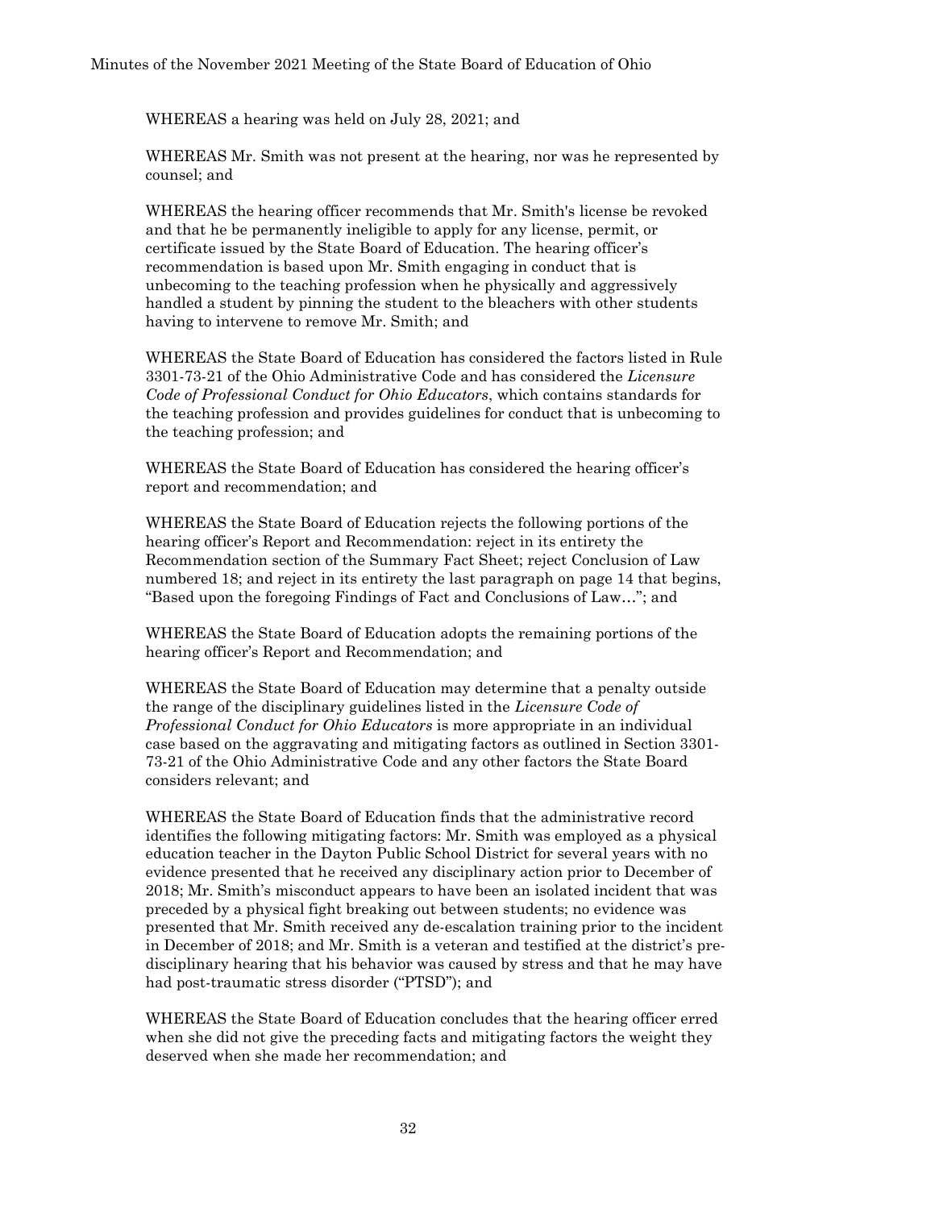WHEREAS a hearing was held on July 28, 2021; and

WHEREAS Mr. Smith was not present at the hearing, nor was he represented by counsel; and

WHEREAS the hearing officer recommends that Mr. Smith's license be revoked and that he be permanently ineligible to apply for any license, permit, or certificate issued by the State Board of Education. The hearing officer's recommendation is based upon Mr. Smith engaging in conduct that is unbecoming to the teaching profession when he physically and aggressively handled a student by pinning the student to the bleachers with other students having to intervene to remove Mr. Smith; and

WHEREAS the State Board of Education has considered the factors listed in Rule 3301-73-21 of the Ohio Administrative Code and has considered the *Licensure Code of Professional Conduct for Ohio Educators*, which contains standards for the teaching profession and provides guidelines for conduct that is unbecoming to the teaching profession; and

WHEREAS the State Board of Education has considered the hearing officer's report and recommendation; and

WHEREAS the State Board of Education rejects the following portions of the hearing officer's Report and Recommendation: reject in its entirety the Recommendation section of the Summary Fact Sheet; reject Conclusion of Law numbered 18; and reject in its entirety the last paragraph on page 14 that begins, "Based upon the foregoing Findings of Fact and Conclusions of Law…"; and

WHEREAS the State Board of Education adopts the remaining portions of the hearing officer's Report and Recommendation; and

WHEREAS the State Board of Education may determine that a penalty outside the range of the disciplinary guidelines listed in the *Licensure Code of Professional Conduct for Ohio Educators* is more appropriate in an individual case based on the aggravating and mitigating factors as outlined in Section 3301-73-21 of the Ohio Administrative Code and any other factors the State Board considers relevant; and

WHEREAS the State Board of Education finds that the administrative record identifies the following mitigating factors: Mr. Smith was employed as a physical education teacher in the Dayton Public School District for several years with no evidence presented that he received any disciplinary action prior to December of 2018; Mr. Smith's misconduct appears to have been an isolated incident that was preceded by a physical fight breaking out between students; no evidence was presented that Mr. Smith received any de-escalation training prior to the incident in December of 2018; and Mr. Smith is a veteran and testified at the district's pre-disciplinary hearing that his behavior was caused by stress and that he may have had post-traumatic stress disorder ("PTSD"); and

WHEREAS the State Board of Education concludes that the hearing officer erred when she did not give the preceding facts and mitigating factors the weight they deserved when she made her recommendation; and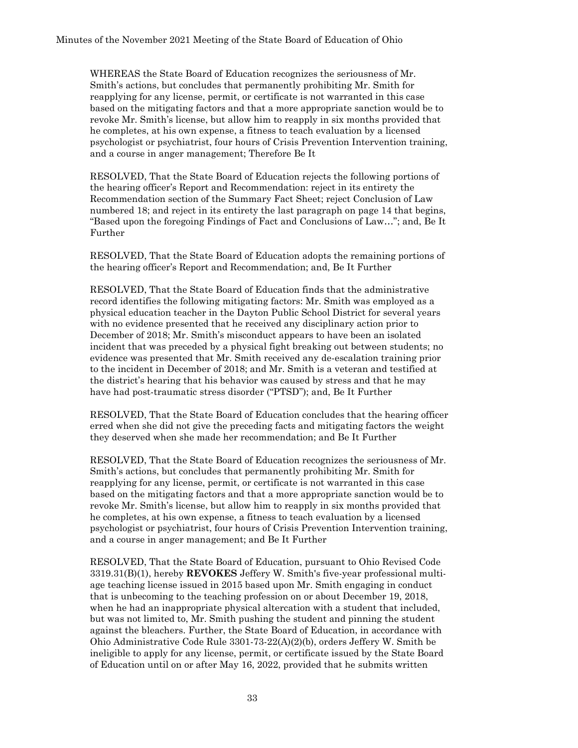WHEREAS the State Board of Education recognizes the seriousness of Mr. Smith's actions, but concludes that permanently prohibiting Mr. Smith for reapplying for any license, permit, or certificate is not warranted in this case based on the mitigating factors and that a more appropriate sanction would be to revoke Mr. Smith's license, but allow him to reapply in six months provided that he completes, at his own expense, a fitness to teach evaluation by a licensed psychologist or psychiatrist, four hours of Crisis Prevention Intervention training, and a course in anger management; Therefore Be It

RESOLVED, That the State Board of Education rejects the following portions of the hearing officer's Report and Recommendation: reject in its entirety the Recommendation section of the Summary Fact Sheet; reject Conclusion of Law numbered 18; and reject in its entirety the last paragraph on page 14 that begins, "Based upon the foregoing Findings of Fact and Conclusions of Law…"; and, Be It Further

RESOLVED, That the State Board of Education adopts the remaining portions of the hearing officer's Report and Recommendation; and, Be It Further

RESOLVED, That the State Board of Education finds that the administrative record identifies the following mitigating factors: Mr. Smith was employed as a physical education teacher in the Dayton Public School District for several years with no evidence presented that he received any disciplinary action prior to December of 2018; Mr. Smith's misconduct appears to have been an isolated incident that was preceded by a physical fight breaking out between students; no evidence was presented that Mr. Smith received any de-escalation training prior to the incident in December of 2018; and Mr. Smith is a veteran and testified at the district's hearing that his behavior was caused by stress and that he may have had post-traumatic stress disorder ("PTSD"); and, Be It Further

RESOLVED, That the State Board of Education concludes that the hearing officer erred when she did not give the preceding facts and mitigating factors the weight they deserved when she made her recommendation; and Be It Further

RESOLVED, That the State Board of Education recognizes the seriousness of Mr. Smith's actions, but concludes that permanently prohibiting Mr. Smith for reapplying for any license, permit, or certificate is not warranted in this case based on the mitigating factors and that a more appropriate sanction would be to revoke Mr. Smith's license, but allow him to reapply in six months provided that he completes, at his own expense, a fitness to teach evaluation by a licensed psychologist or psychiatrist, four hours of Crisis Prevention Intervention training, and a course in anger management; and Be It Further

RESOLVED, That the State Board of Education, pursuant to Ohio Revised Code 3319.31(B)(1), hereby **REVOKES** Jeffery W. Smith's five-year professional multi-age teaching license issued in 2015 based upon Mr. Smith engaging in conduct that is unbecoming to the teaching profession on or about December 19, 2018, when he had an inappropriate physical altercation with a student that included, but was not limited to, Mr. Smith pushing the student and pinning the student against the bleachers. Further, the State Board of Education, in accordance with Ohio Administrative Code Rule 3301-73-22(A)(2)(b), orders Jeffery W. Smith be ineligible to apply for any license, permit, or certificate issued by the State Board of Education until on or after May 16, 2022, provided that he submits written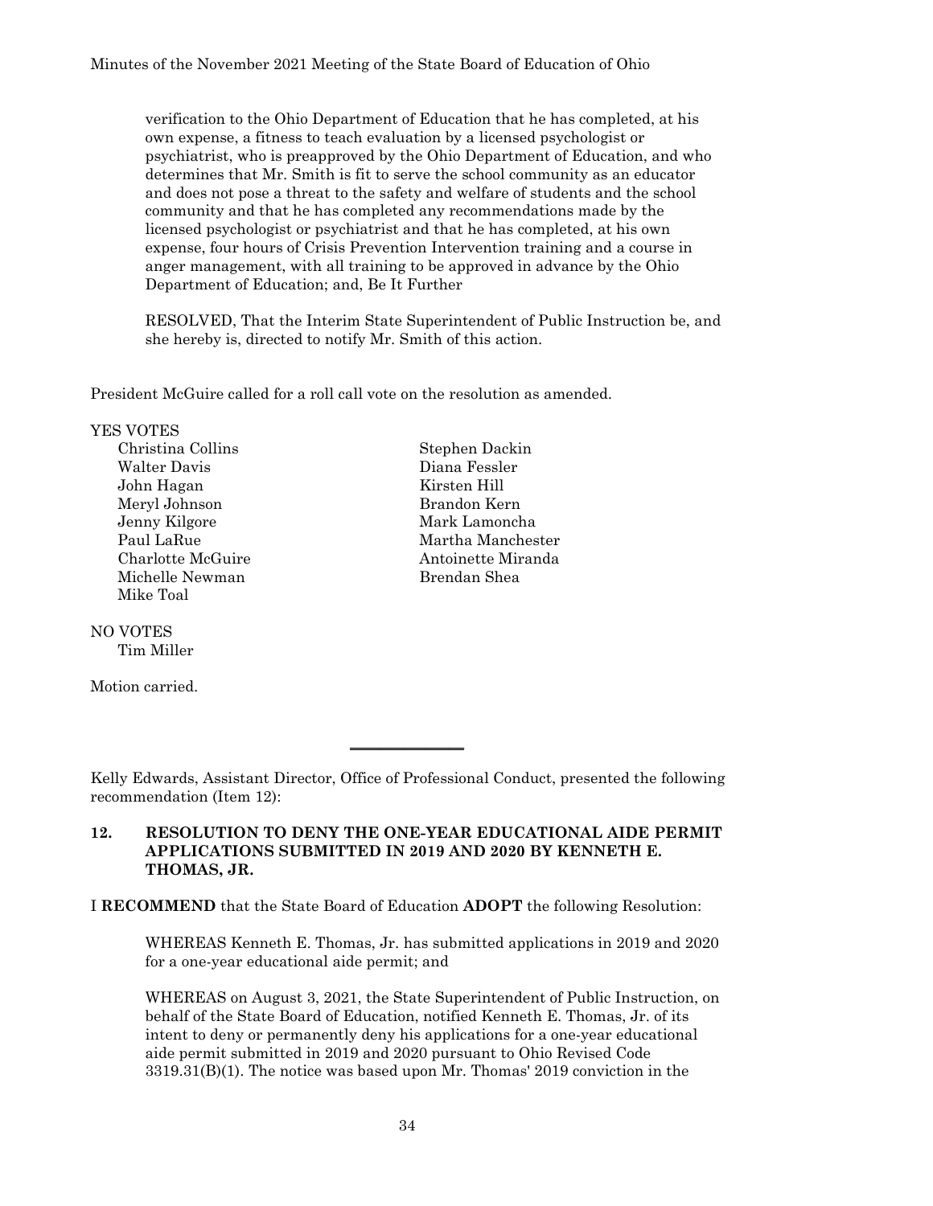verification to the Ohio Department of Education that he has completed, at his own expense, a fitness to teach evaluation by a licensed psychologist or psychiatrist, who is preapproved by the Ohio Department of Education, and who determines that Mr. Smith is fit to serve the school community as an educator and does not pose a threat to the safety and welfare of students and the school community and that he has completed any recommendations made by the licensed psychologist or psychiatrist and that he has completed, at his own expense, four hours of Crisis Prevention Intervention training and a course in anger management, with all training to be approved in advance by the Ohio Department of Education; and, Be It Further

RESOLVED, That the Interim State Superintendent of Public Instruction be, and she hereby is, directed to notify Mr. Smith of this action.

President McGuire called for a roll call vote on the resolution as amended.

YES VOTES

Christina Collins
Stephen Dackin
Walter Davis
Diana Fessler
John Hagan
Kirsten Hill
Meryl Johnson
Brandon Kern
Jenny Kilgore
Mark Lamoncha
Paul LaRue
Martha Manchester
Charlotte McGuire
Antoinette Miranda
Michelle Newman
Brendan Shea
Mike Toal

NO VOTES

Tim Miller

Motion carried.

---

Kelly Edwards, Assistant Director, Office of Professional Conduct, presented the following recommendation (Item 12):

**12. RESOLUTION TO DENY THE ONE-YEAR EDUCATIONAL AIDE PERMIT APPLICATIONS SUBMITTED IN 2019 AND 2020 BY KENNETH E. THOMAS, JR.**

I **RECOMMEND** that the State Board of Education **ADOPT** the following Resolution:

WHEREAS Kenneth E. Thomas, Jr. has submitted applications in 2019 and 2020 for a one-year educational aide permit; and

WHEREAS on August 3, 2021, the State Superintendent of Public Instruction, on behalf of the State Board of Education, notified Kenneth E. Thomas, Jr. of its intent to deny or permanently deny his applications for a one-year educational aide permit submitted in 2019 and 2020 pursuant to Ohio Revised Code 3319.31(B)(1). The notice was based upon Mr. Thomas' 2019 conviction in the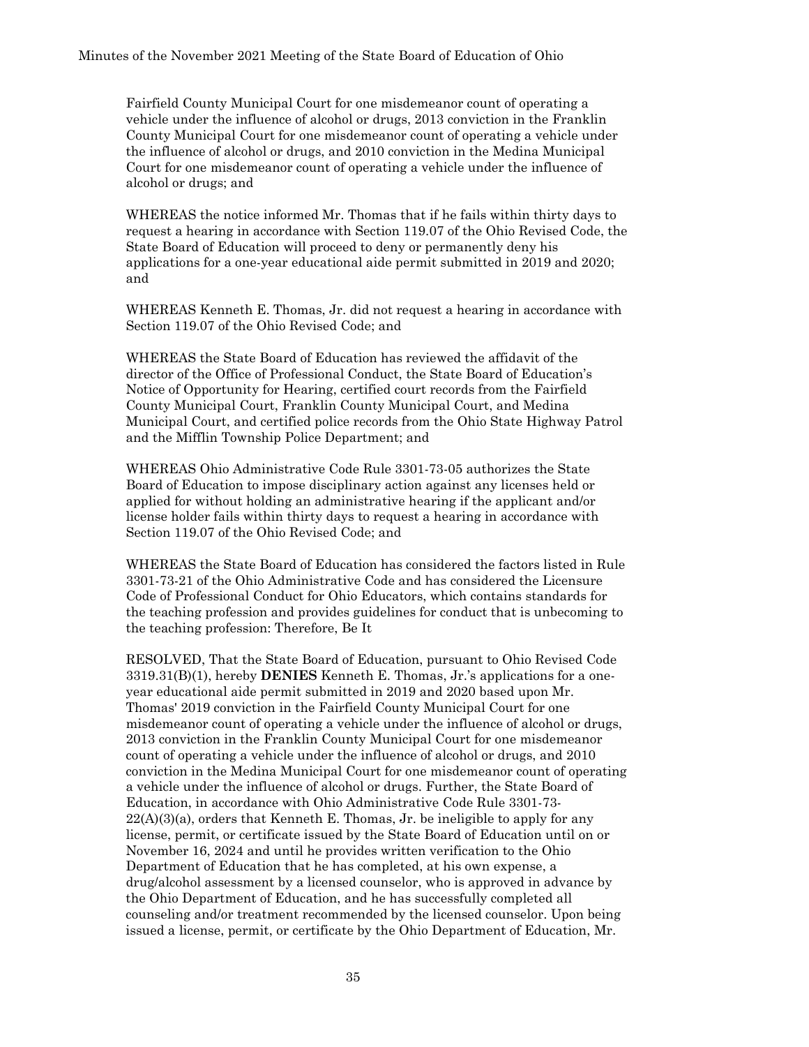Fairfield County Municipal Court for one misdemeanor count of operating a vehicle under the influence of alcohol or drugs, 2013 conviction in the Franklin County Municipal Court for one misdemeanor count of operating a vehicle under the influence of alcohol or drugs, and 2010 conviction in the Medina Municipal Court for one misdemeanor count of operating a vehicle under the influence of alcohol or drugs; and

WHEREAS the notice informed Mr. Thomas that if he fails within thirty days to request a hearing in accordance with Section 119.07 of the Ohio Revised Code, the State Board of Education will proceed to deny or permanently deny his applications for a one-year educational aide permit submitted in 2019 and 2020; and

WHEREAS Kenneth E. Thomas, Jr. did not request a hearing in accordance with Section 119.07 of the Ohio Revised Code; and

WHEREAS the State Board of Education has reviewed the affidavit of the director of the Office of Professional Conduct, the State Board of Education's Notice of Opportunity for Hearing, certified court records from the Fairfield County Municipal Court, Franklin County Municipal Court, and Medina Municipal Court, and certified police records from the Ohio State Highway Patrol and the Mifflin Township Police Department; and

WHEREAS Ohio Administrative Code Rule 3301-73-05 authorizes the State Board of Education to impose disciplinary action against any licenses held or applied for without holding an administrative hearing if the applicant and/or license holder fails within thirty days to request a hearing in accordance with Section 119.07 of the Ohio Revised Code; and

WHEREAS the State Board of Education has considered the factors listed in Rule 3301-73-21 of the Ohio Administrative Code and has considered the Licensure Code of Professional Conduct for Ohio Educators, which contains standards for the teaching profession and provides guidelines for conduct that is unbecoming to the teaching profession: Therefore, Be It

RESOLVED, That the State Board of Education, pursuant to Ohio Revised Code 3319.31(B)(1), hereby **DENIES** Kenneth E. Thomas, Jr.'s applications for a one-year educational aide permit submitted in 2019 and 2020 based upon Mr. Thomas' 2019 conviction in the Fairfield County Municipal Court for one misdemeanor count of operating a vehicle under the influence of alcohol or drugs, 2013 conviction in the Franklin County Municipal Court for one misdemeanor count of operating a vehicle under the influence of alcohol or drugs, and 2010 conviction in the Medina Municipal Court for one misdemeanor count of operating a vehicle under the influence of alcohol or drugs. Further, the State Board of Education, in accordance with Ohio Administrative Code Rule 3301-73-22(A)(3)(a), orders that Kenneth E. Thomas, Jr. be ineligible to apply for any license, permit, or certificate issued by the State Board of Education until on or November 16, 2024 and until he provides written verification to the Ohio Department of Education that he has completed, at his own expense, a drug/alcohol assessment by a licensed counselor, who is approved in advance by the Ohio Department of Education, and he has successfully completed all counseling and/or treatment recommended by the licensed counselor. Upon being issued a license, permit, or certificate by the Ohio Department of Education, Mr.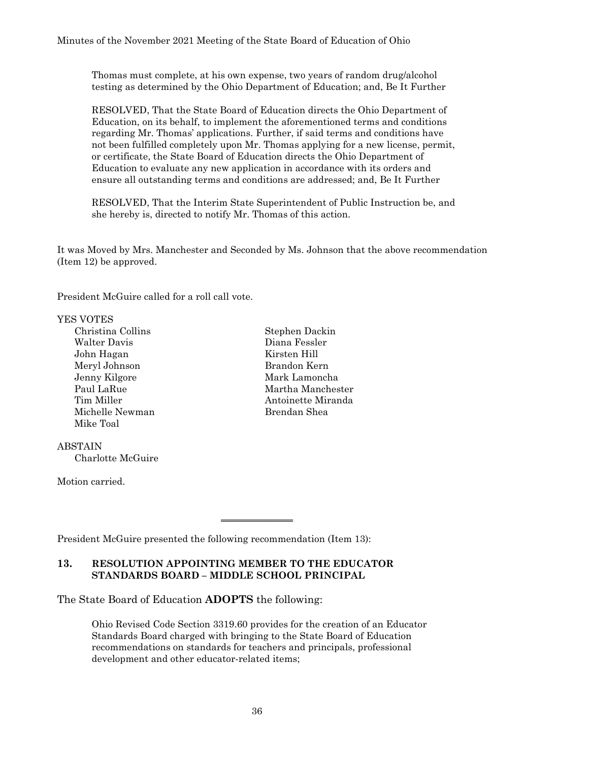Thomas must complete, at his own expense, two years of random drug/alcohol testing as determined by the Ohio Department of Education; and, Be It Further

RESOLVED, That the State Board of Education directs the Ohio Department of Education, on its behalf, to implement the aforementioned terms and conditions regarding Mr. Thomas' applications. Further, if said terms and conditions have not been fulfilled completely upon Mr. Thomas applying for a new license, permit, or certificate, the State Board of Education directs the Ohio Department of Education to evaluate any new application in accordance with its orders and ensure all outstanding terms and conditions are addressed; and, Be It Further

RESOLVED, That the Interim State Superintendent of Public Instruction be, and she hereby is, directed to notify Mr. Thomas of this action.

It was Moved by Mrs. Manchester and Seconded by Ms. Johnson that the above recommendation (Item 12) be approved.

President McGuire called for a roll call vote.

YES VOTES

- Christina Collins
- Stephen Dackin
- Walter Davis
- Diana Fessler
- John Hagan
- Kirsten Hill
- Meryl Johnson
- Brandon Kern
- Jenny Kilgore
- Mark Lamoncha
- Paul LaRue
- Martha Manchester
- Tim Miller
- Antoinette Miranda
- Michelle Newman
- Brendan Shea
- Mike Toal

ABSTAIN

- Charlotte McGuire

Motion carried.

---

President McGuire presented the following recommendation (Item 13):

## 13. RESOLUTION APPOINTING MEMBER TO THE EDUCATOR STANDARDS BOARD – MIDDLE SCHOOL PRINCIPAL

The State Board of Education **ADOPTS** the following:

Ohio Revised Code Section 3319.60 provides for the creation of an Educator Standards Board charged with bringing to the State Board of Education recommendations on standards for teachers and principals, professional development and other educator-related items;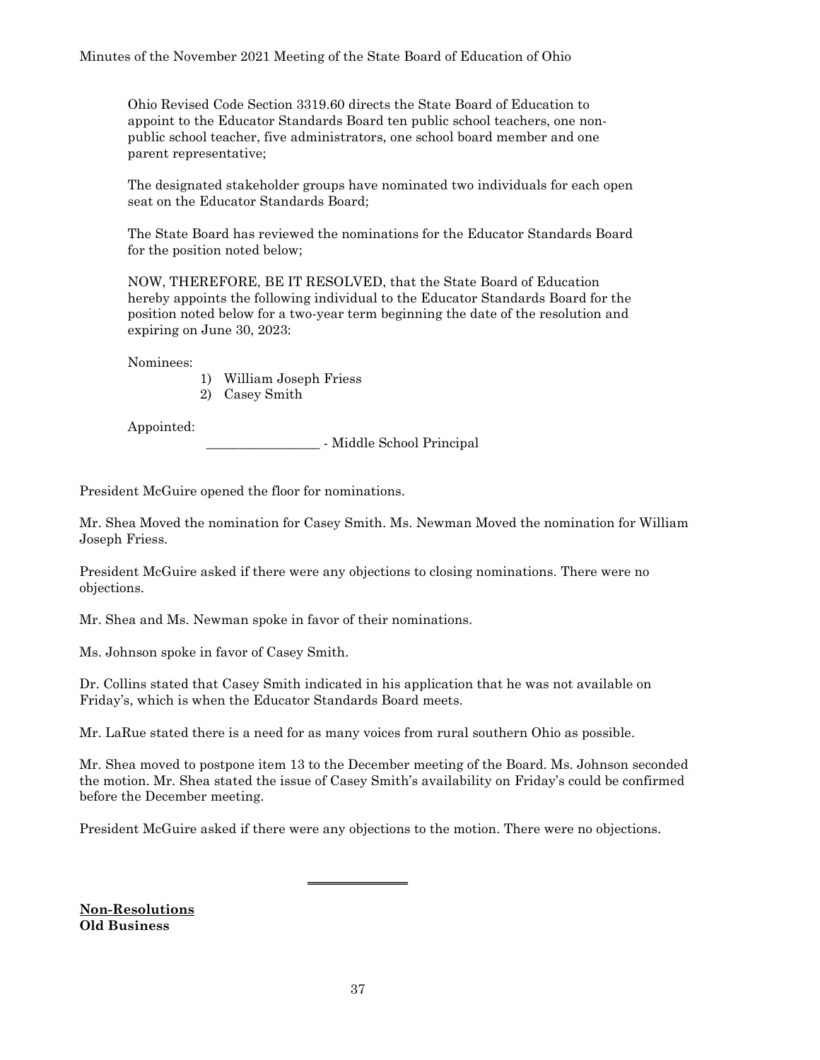Ohio Revised Code Section 3319.60 directs the State Board of Education to appoint to the Educator Standards Board ten public school teachers, one non-public school teacher, five administrators, one school board member and one parent representative;

The designated stakeholder groups have nominated two individuals for each open seat on the Educator Standards Board;

The State Board has reviewed the nominations for the Educator Standards Board for the position noted below;

NOW, THEREFORE, BE IT RESOLVED, that the State Board of Education hereby appoints the following individual to the Educator Standards Board for the position noted below for a two-year term beginning the date of the resolution and expiring on June 30, 2023:

Nominees:

1) William Joseph Friess
2) Casey Smith

Appointed:

_________________ - Middle School Principal

President McGuire opened the floor for nominations.

Mr. Shea Moved the nomination for Casey Smith. Ms. Newman Moved the nomination for William Joseph Friess.

President McGuire asked if there were any objections to closing nominations. There were no objections.

Mr. Shea and Ms. Newman spoke in favor of their nominations.

Ms. Johnson spoke in favor of Casey Smith.

Dr. Collins stated that Casey Smith indicated in his application that he was not available on Friday's, which is when the Educator Standards Board meets.

Mr. LaRue stated there is a need for as many voices from rural southern Ohio as possible.

Mr. Shea moved to postpone item 13 to the December meeting of the Board. Ms. Johnson seconded the motion. Mr. Shea stated the issue of Casey Smith's availability on Friday's could be confirmed before the December meeting.

President McGuire asked if there were any objections to the motion. There were no objections.

---

**<u>Non-Resolutions</u>**
**Old Business**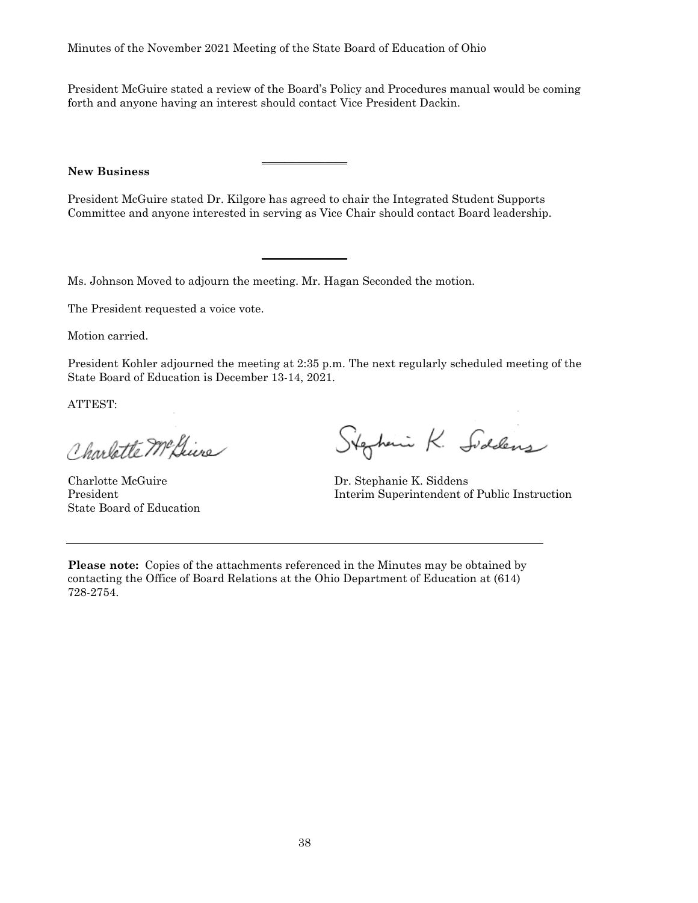President McGuire stated a review of the Board's Policy and Procedures manual would be coming forth and anyone having an interest should contact Vice President Dackin.

---

**New Business**

President McGuire stated Dr. Kilgore has agreed to chair the Integrated Student Supports Committee and anyone interested in serving as Vice Chair should contact Board leadership.

---

Ms. Johnson Moved to adjourn the meeting. Mr. Hagan Seconded the motion.

The President requested a voice vote.

Motion carried.

President Kohler adjourned the meeting at 2:35 p.m. The next regularly scheduled meeting of the State Board of Education is December 13-14, 2021.

ATTEST:

| | |
|---|---|
| Charlotte McGuire | Dr. Stephanie K. Siddens |
| President | Interim Superintendent of Public Instruction |
| State Board of Education | |

---

**Please note:** Copies of the attachments referenced in the Minutes may be obtained by contacting the Office of Board Relations at the Ohio Department of Education at (614) 728-2754.